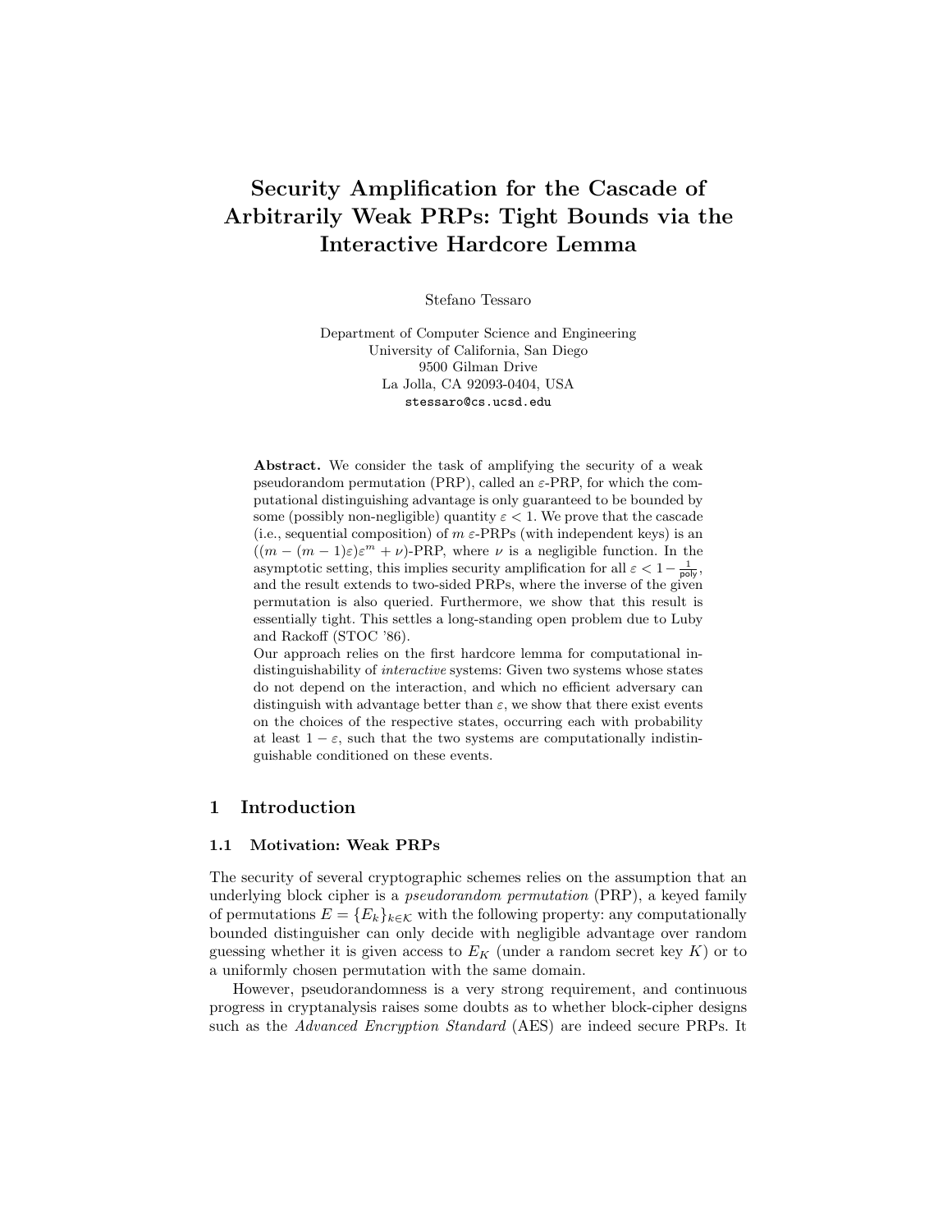# Security Amplification for the Cascade of Arbitrarily Weak PRPs: Tight Bounds via the Interactive Hardcore Lemma

Stefano Tessaro

Department of Computer Science and Engineering
University of California, San Diego
9500 Gilman Drive
La Jolla, CA 92093-0404, USA
stessaro@cs.ucsd.edu

**Abstract.** We consider the task of amplifying the security of a weak pseudorandom permutation (PRP), called an $\varepsilon$-PRP, for which the computational distinguishing advantage is only guaranteed to be bounded by some (possibly non-negligible) quantity $\varepsilon < 1$. We prove that the cascade (i.e., sequential composition) of $m$ $\varepsilon$-PRPs (with independent keys) is an $((m - (m-1)\varepsilon)\varepsilon^m + \nu)$-PRP, where $\nu$ is a negligible function. In the asymptotic setting, this implies security amplification for all $\varepsilon < 1 - \frac{1}{\mathsf{poly}}$, and the result extends to two-sided PRPs, where the inverse of the given permutation is also queried. Furthermore, we show that this result is essentially tight. This settles a long-standing open problem due to Luby and Rackoff (STOC '86).

Our approach relies on the first hardcore lemma for computational indistinguishability of *interactive* systems: Given two systems whose states do not depend on the interaction, and which no efficient adversary can distinguish with advantage better than $\varepsilon$, we show that there exist events on the choices of the respective states, occurring each with probability at least $1 - \varepsilon$, such that the two systems are computationally indistinguishable conditioned on these events.

## 1 Introduction

### 1.1 Motivation: Weak PRPs

The security of several cryptographic schemes relies on the assumption that an underlying block cipher is a *pseudorandom permutation* (PRP), a keyed family of permutations $E = \{E_k\}_{k \in \mathcal{K}}$ with the following property: any computationally bounded distinguisher can only decide with negligible advantage over random guessing whether it is given access to $E_K$ (under a random secret key $K$) or to a uniformly chosen permutation with the same domain.

However, pseudorandomness is a very strong requirement, and continuous progress in cryptanalysis raises some doubts as to whether block-cipher designs such as the *Advanced Encryption Standard* (AES) are indeed secure PRPs. It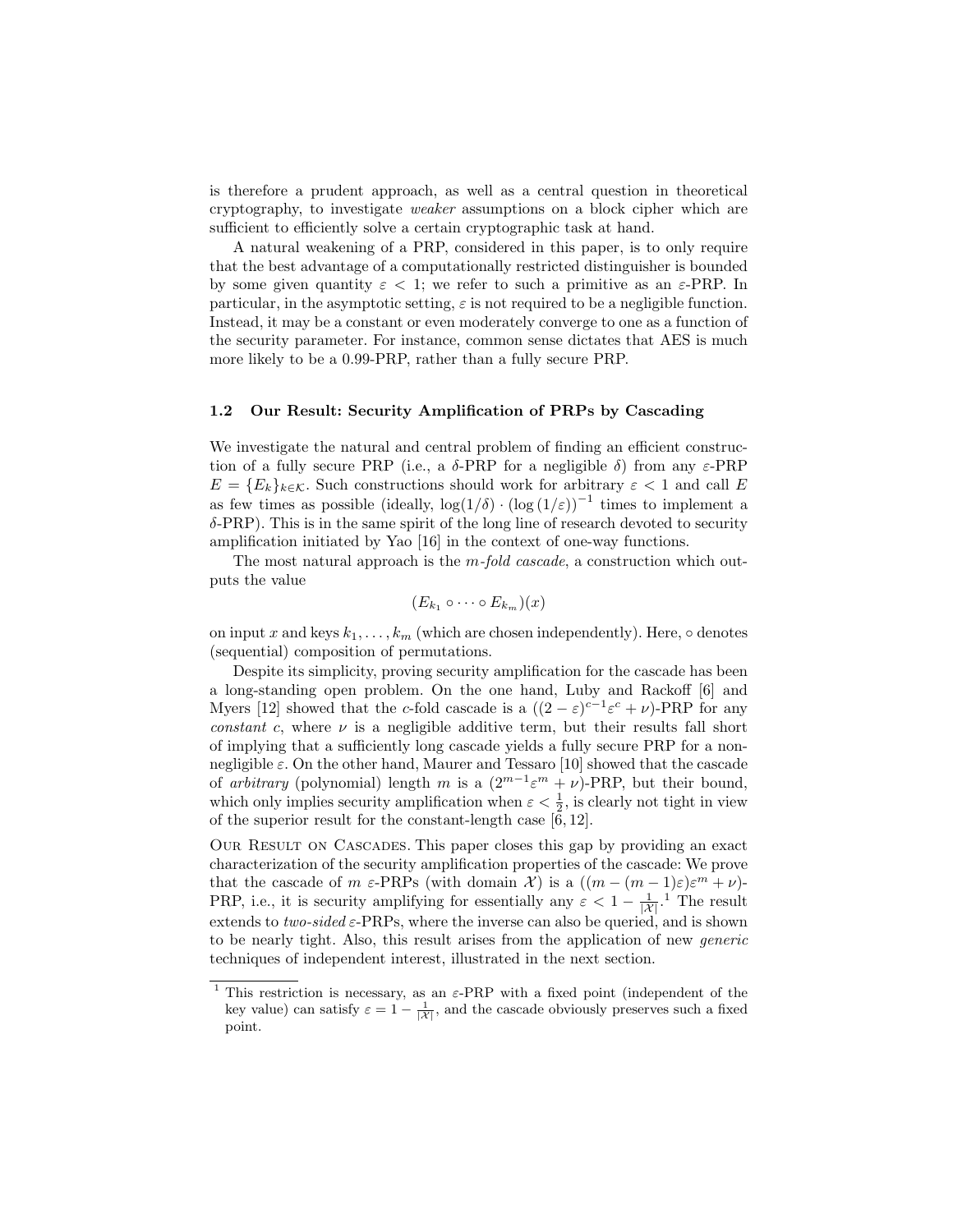is therefore a prudent approach, as well as a central question in theoretical cryptography, to investigate *weaker* assumptions on a block cipher which are sufficient to efficiently solve a certain cryptographic task at hand.

A natural weakening of a PRP, considered in this paper, is to only require that the best advantage of a computationally restricted distinguisher is bounded by some given quantity $\varepsilon < 1$; we refer to such a primitive as an $\varepsilon$-PRP. In particular, in the asymptotic setting, $\varepsilon$ is not required to be a negligible function. Instead, it may be a constant or even moderately converge to one as a function of the security parameter. For instance, common sense dictates that AES is much more likely to be a 0.99-PRP, rather than a fully secure PRP.

### 1.2 Our Result: Security Amplification of PRPs by Cascading

We investigate the natural and central problem of finding an efficient construction of a fully secure PRP (i.e., a $\delta$-PRP for a negligible $\delta$) from any $\varepsilon$-PRP $E = \{E_k\}_{k \in \mathcal{K}}$. Such constructions should work for arbitrary $\varepsilon < 1$ and call $E$ as few times as possible (ideally, $\log(1/\delta) \cdot (\log(1/\varepsilon))^{-1}$ times to implement a $\delta$-PRP). This is in the same spirit of the long line of research devoted to security amplification initiated by Yao [16] in the context of one-way functions.

The most natural approach is the *m-fold cascade*, a construction which outputs the value

$$(E_{k_1} \circ \cdots \circ E_{k_m})(x)$$

on input $x$ and keys $k_1, \ldots, k_m$ (which are chosen independently). Here, $\circ$ denotes (sequential) composition of permutations.

Despite its simplicity, proving security amplification for the cascade has been a long-standing open problem. On the one hand, Luby and Rackoff [6] and Myers [12] showed that the $c$-fold cascade is a $((2 - \varepsilon)^{c-1}\varepsilon^c + \nu)$-PRP for any *constant* $c$, where $\nu$ is a negligible additive term, but their results fall short of implying that a sufficiently long cascade yields a fully secure PRP for a non-negligible $\varepsilon$. On the other hand, Maurer and Tessaro [10] showed that the cascade of *arbitrary* (polynomial) length $m$ is a $(2^{m-1}\varepsilon^m + \nu)$-PRP, but their bound, which only implies security amplification when $\varepsilon < \frac{1}{2}$, is clearly not tight in view of the superior result for the constant-length case [6, 12].

Our Result on Cascades. This paper closes this gap by providing an exact characterization of the security amplification properties of the cascade: We prove that the cascade of $m$ $\varepsilon$-PRPs (with domain $\mathcal{X}$) is a $((m - (m-1)\varepsilon)\varepsilon^m + \nu)$-PRP, i.e., it is security amplifying for essentially any $\varepsilon < 1 - \frac{1}{|\mathcal{X}|}$.[1] The result extends to *two-sided* $\varepsilon$-PRPs, where the inverse can also be queried, and is shown to be nearly tight. Also, this result arises from the application of new *generic* techniques of independent interest, illustrated in the next section.

[1] This restriction is necessary, as an $\varepsilon$-PRP with a fixed point (independent of the key value) can satisfy $\varepsilon = 1 - \frac{1}{|\mathcal{X}|}$, and the cascade obviously preserves such a fixed point.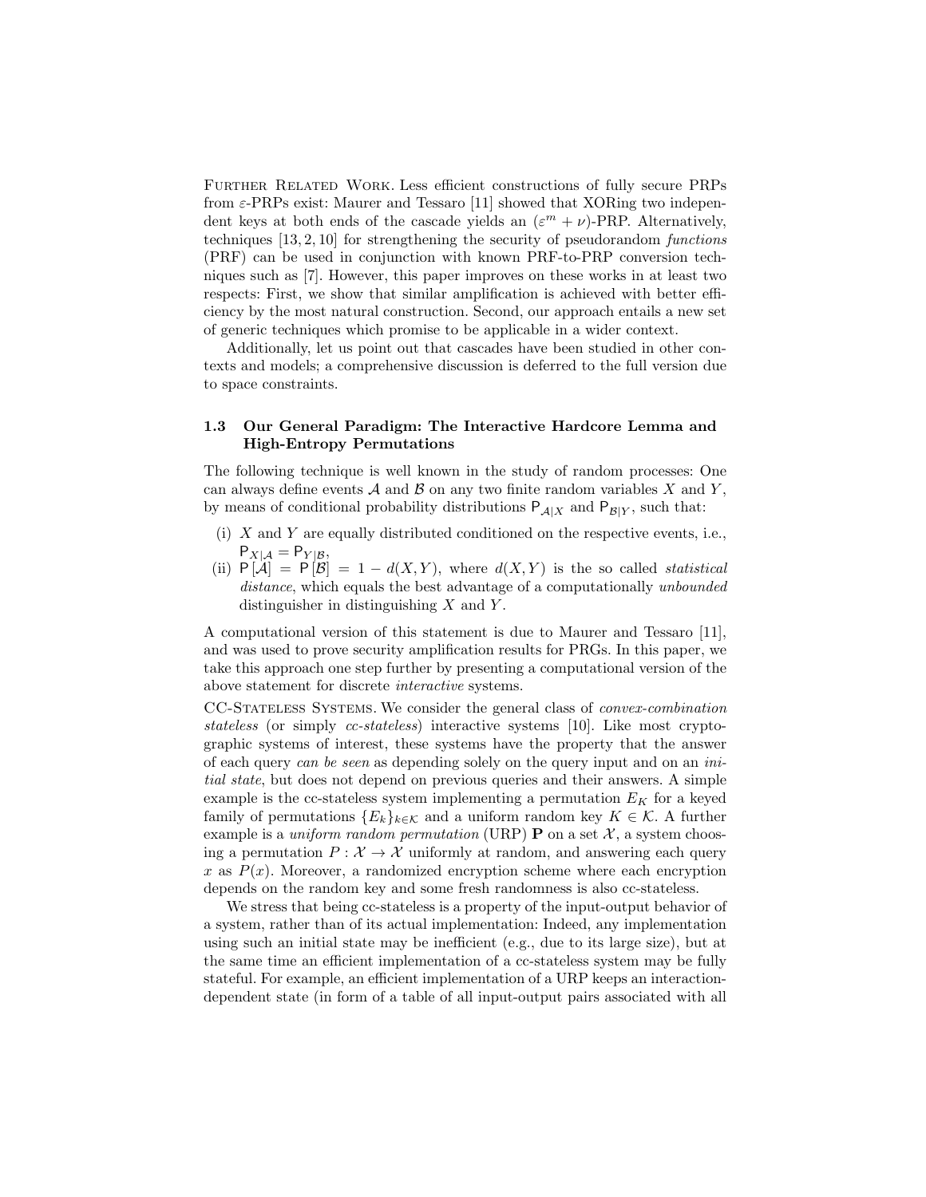**Further Related Work.** Less efficient constructions of fully secure PRPs from $\varepsilon$-PRPs exist: Maurer and Tessaro [11] showed that XORing two independent keys at both ends of the cascade yields an $(\varepsilon^m + \nu)$-PRP. Alternatively, techniques [13, 2, 10] for strengthening the security of pseudorandom *functions* (PRF) can be used in conjunction with known PRF-to-PRP conversion techniques such as [7]. However, this paper improves on these works in at least two respects: First, we show that similar amplification is achieved with better efficiency by the most natural construction. Second, our approach entails a new set of generic techniques which promise to be applicable in a wider context.

Additionally, let us point out that cascades have been studied in other contexts and models; a comprehensive discussion is deferred to the full version due to space constraints.

### 1.3 Our General Paradigm: The Interactive Hardcore Lemma and High-Entropy Permutations

The following technique is well known in the study of random processes: One can always define events $\mathcal{A}$ and $\mathcal{B}$ on any two finite random variables $X$ and $Y$, by means of conditional probability distributions $\mathsf{P}_{\mathcal{A}|X}$ and $\mathsf{P}_{\mathcal{B}|Y}$, such that:

- (i) $X$ and $Y$ are equally distributed conditioned on the respective events, i.e., $\mathsf{P}_{X|\mathcal{A}} = \mathsf{P}_{Y|\mathcal{B}}$,
- (ii) $\mathsf{P}[\mathcal{A}] = \mathsf{P}[\mathcal{B}] = 1 - d(X, Y)$, where $d(X, Y)$ is the so called *statistical distance*, which equals the best advantage of a computationally *unbounded* distinguisher in distinguishing $X$ and $Y$.

A computational version of this statement is due to Maurer and Tessaro [11], and was used to prove security amplification results for PRGs. In this paper, we take this approach one step further by presenting a computational version of the above statement for discrete *interactive* systems.

**CC-Stateless Systems.** We consider the general class of *convex-combination stateless* (or simply *cc-stateless*) interactive systems [10]. Like most cryptographic systems of interest, these systems have the property that the answer of each query *can be seen* as depending solely on the query input and on an *initial state*, but does not depend on previous queries and their answers. A simple example is the cc-stateless system implementing a permutation $E_K$ for a keyed family of permutations $\{E_k\}_{k \in \mathcal{K}}$ and a uniform random key $K \in \mathcal{K}$. A further example is a *uniform random permutation* (URP) $\mathbf{P}$ on a set $\mathcal{X}$, a system choosing a permutation $P : \mathcal{X} \to \mathcal{X}$ uniformly at random, and answering each query $x$ as $P(x)$. Moreover, a randomized encryption scheme where each encryption depends on the random key and some fresh randomness is also cc-stateless.

We stress that being cc-stateless is a property of the input-output behavior of a system, rather than of its actual implementation: Indeed, any implementation using such an initial state may be inefficient (e.g., due to its large size), but at the same time an efficient implementation of a cc-stateless system may be fully stateful. For example, an efficient implementation of a URP keeps an interaction-dependent state (in form of a table of all input-output pairs associated with all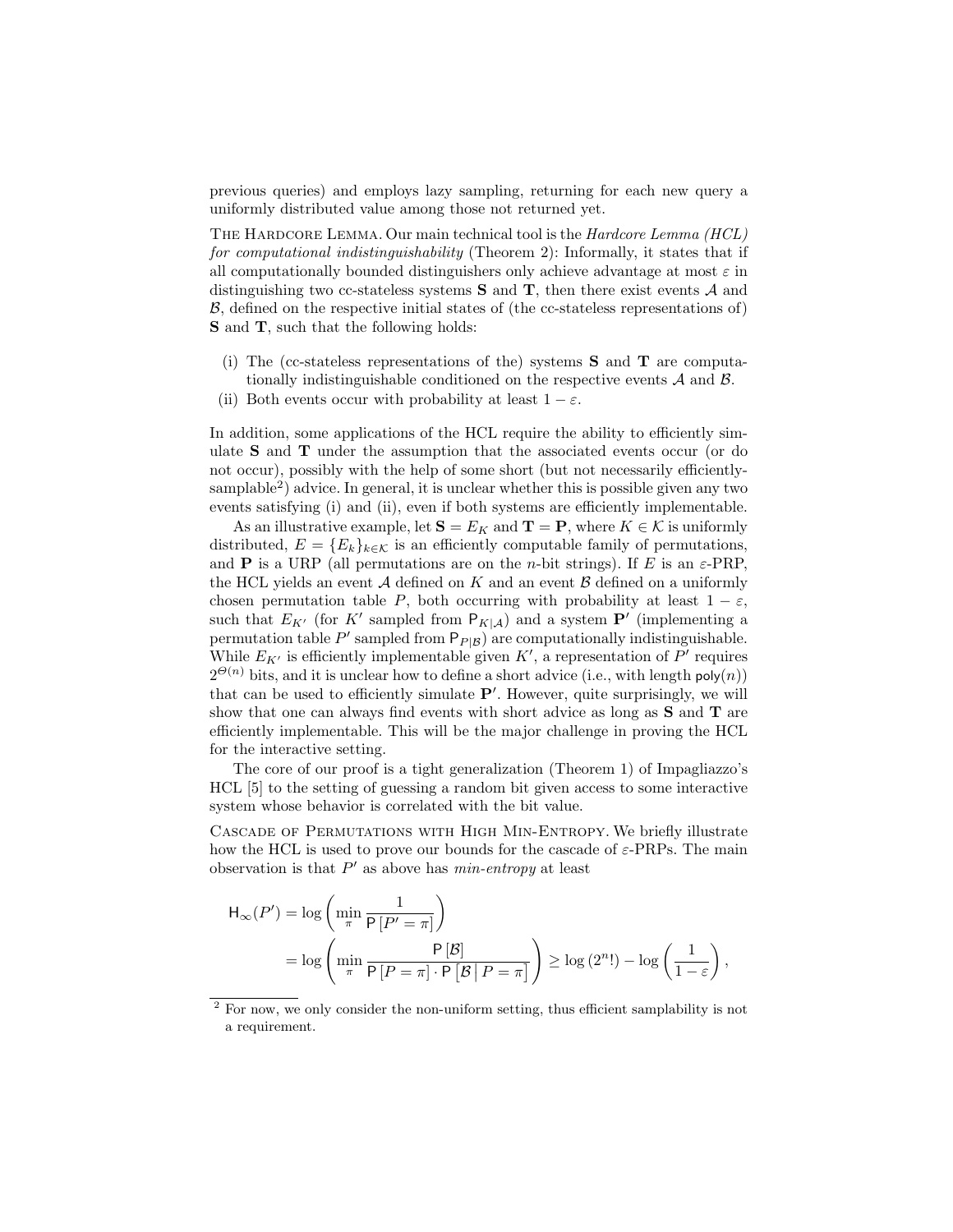previous queries) and employs lazy sampling, returning for each new query a uniformly distributed value among those not returned yet.

THE HARDCORE LEMMA. Our main technical tool is the *Hardcore Lemma (HCL) for computational indistinguishability* (Theorem 2): Informally, it states that if all computationally bounded distinguishers only achieve advantage at most $\varepsilon$ in distinguishing two cc-stateless systems $\mathbf{S}$ and $\mathbf{T}$, then there exist events $\mathcal{A}$ and $\mathcal{B}$, defined on the respective initial states of (the cc-stateless representations of) $\mathbf{S}$ and $\mathbf{T}$, such that the following holds:

(i) The (cc-stateless representations of the) systems $\mathbf{S}$ and $\mathbf{T}$ are computationally indistinguishable conditioned on the respective events $\mathcal{A}$ and $\mathcal{B}$.

(ii) Both events occur with probability at least $1 - \varepsilon$.

In addition, some applications of the HCL require the ability to efficiently simulate $\mathbf{S}$ and $\mathbf{T}$ under the assumption that the associated events occur (or do not occur), possibly with the help of some short (but not necessarily efficiently-samplable[2]) advice. In general, it is unclear whether this is possible given any two events satisfying (i) and (ii), even if both systems are efficiently implementable.

As an illustrative example, let $\mathbf{S} = E_K$ and $\mathbf{T} = \mathbf{P}$, where $K \in \mathcal{K}$ is uniformly distributed, $E = \{E_k\}_{k \in \mathcal{K}}$ is an efficiently computable family of permutations, and $\mathbf{P}$ is a URP (all permutations are on the $n$-bit strings). If $E$ is an $\varepsilon$-PRP, the HCL yields an event $\mathcal{A}$ defined on $K$ and an event $\mathcal{B}$ defined on a uniformly chosen permutation table $P$, both occurring with probability at least $1 - \varepsilon$, such that $E_{K'}$ (for $K'$ sampled from $\mathsf{P}_{K|\mathcal{A}}$) and a system $\mathbf{P}'$ (implementing a permutation table $P'$ sampled from $\mathsf{P}_{P|\mathcal{B}}$) are computationally indistinguishable. While $E_{K'}$ is efficiently implementable given $K'$, a representation of $P'$ requires $2^{\Theta(n)}$ bits, and it is unclear how to define a short advice (i.e., with length $\mathsf{poly}(n)$) that can be used to efficiently simulate $\mathbf{P}'$. However, quite surprisingly, we will show that one can always find events with short advice as long as $\mathbf{S}$ and $\mathbf{T}$ are efficiently implementable. This will be the major challenge in proving the HCL for the interactive setting.

The core of our proof is a tight generalization (Theorem 1) of Impagliazzo's HCL [5] to the setting of guessing a random bit given access to some interactive system whose behavior is correlated with the bit value.

CASCADE OF PERMUTATIONS WITH HIGH MIN-ENTROPY. We briefly illustrate how the HCL is used to prove our bounds for the cascade of $\varepsilon$-PRPs. The main observation is that $P'$ as above has *min-entropy* at least

$$\mathsf{H}_\infty(P') = \log\left(\min_{\pi} \frac{1}{\mathsf{P}\left[P' = \pi\right]}\right)$$
$$= \log\left(\min_{\pi} \frac{\mathsf{P}\left[\mathcal{B}\right]}{\mathsf{P}\left[P = \pi\right] \cdot \mathsf{P}\left[\mathcal{B} \,\middle|\, P = \pi\right]}\right) \geq \log\left(2^n!\right) - \log\left(\frac{1}{1-\varepsilon}\right),$$

[2] For now, we only consider the non-uniform setting, thus efficient samplability is not a requirement.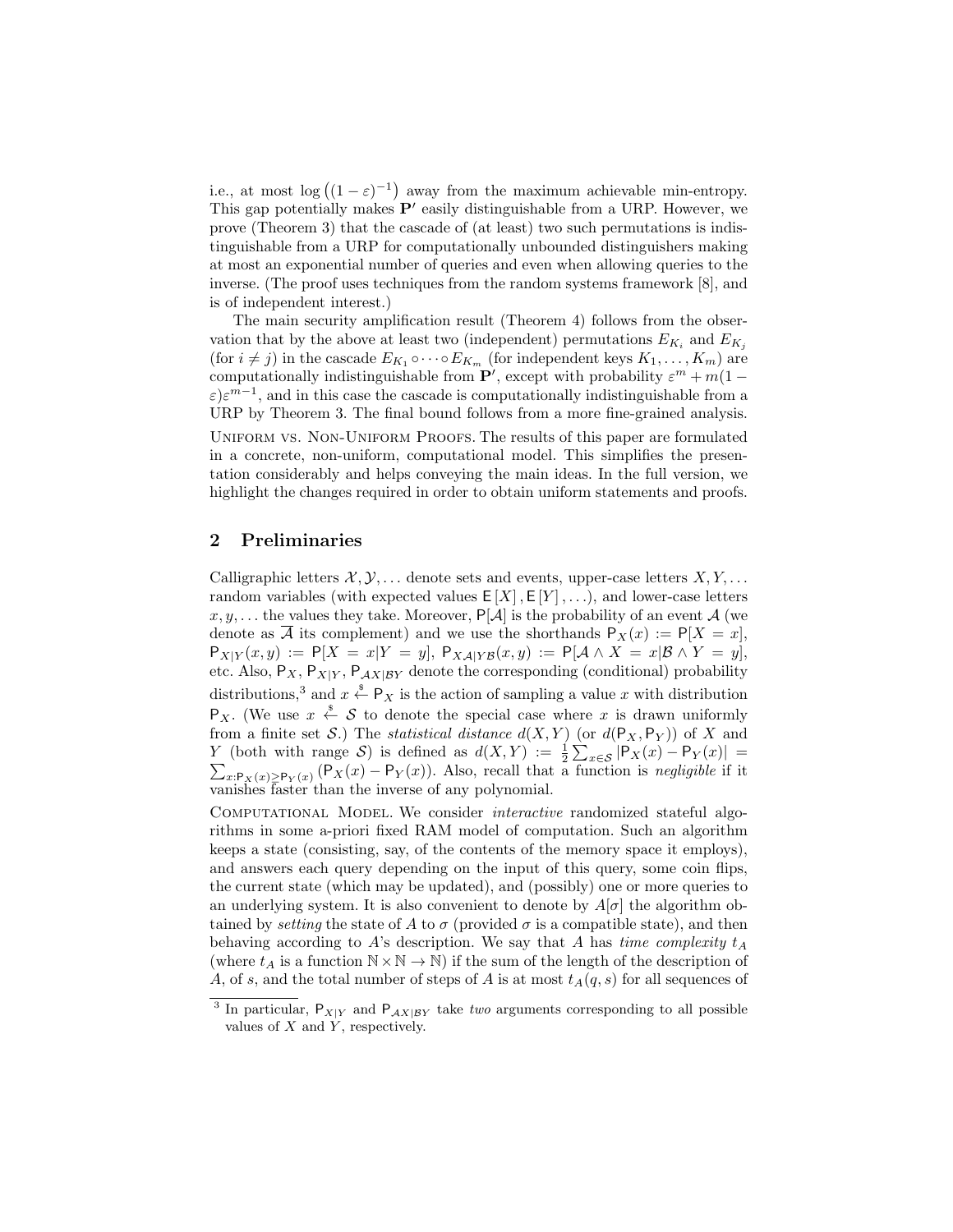i.e., at most $\log\left((1-\varepsilon)^{-1}\right)$ away from the maximum achievable min-entropy. This gap potentially makes $\mathbf{P}'$ easily distinguishable from a URP. However, we prove (Theorem 3) that the cascade of (at least) two such permutations is indistinguishable from a URP for computationally unbounded distinguishers making at most an exponential number of queries and even when allowing queries to the inverse. (The proof uses techniques from the random systems framework [8], and is of independent interest.)

The main security amplification result (Theorem 4) follows from the observation that by the above at least two (independent) permutations $E_{K_i}$ and $E_{K_j}$ (for $i \neq j$) in the cascade $E_{K_1} \circ \cdots \circ E_{K_m}$ (for independent keys $K_1, \ldots, K_m$) are computationally indistinguishable from $\mathbf{P}'$, except with probability $\varepsilon^m + m(1-\varepsilon)\varepsilon^{m-1}$, and in this case the cascade is computationally indistinguishable from a URP by Theorem 3. The final bound follows from a more fine-grained analysis.

Uniform vs. Non-Uniform Proofs. The results of this paper are formulated in a concrete, non-uniform, computational model. This simplifies the presentation considerably and helps conveying the main ideas. In the full version, we highlight the changes required in order to obtain uniform statements and proofs.

## 2 Preliminaries

Calligraphic letters $\mathcal{X}, \mathcal{Y}, \ldots$ denote sets and events, upper-case letters $X, Y, \ldots$ random variables (with expected values $\mathsf{E}[X], \mathsf{E}[Y], \ldots$), and lower-case letters $x, y, \ldots$ the values they take. Moreover, $\mathsf{P}[\mathcal{A}]$ is the probability of an event $\mathcal{A}$ (we denote as $\overline{\mathcal{A}}$ its complement) and we use the shorthands $\mathsf{P}_X(x) := \mathsf{P}[X = x]$, $\mathsf{P}_{X|Y}(x, y) := \mathsf{P}[X = x | Y = y]$, $\mathsf{P}_{X\mathcal{A}|Y\mathcal{B}}(x, y) := \mathsf{P}[\mathcal{A} \wedge X = x | \mathcal{B} \wedge Y = y]$, etc. Also, $\mathsf{P}_X$, $\mathsf{P}_{X|Y}$, $\mathsf{P}_{\mathcal{A}X|\mathcal{B}Y}$ denote the corresponding (conditional) probability distributions,[3] and $x \xleftarrow{\$} \mathsf{P}_X$ is the action of sampling a value $x$ with distribution $\mathsf{P}_X$. (We use $x \xleftarrow{\$} \mathcal{S}$ to denote the special case where $x$ is drawn uniformly from a finite set $\mathcal{S}$.) The *statistical distance* $d(X, Y)$ (or $d(\mathsf{P}_X, \mathsf{P}_Y)$) of $X$ and $Y$ (both with range $\mathcal{S}$) is defined as $d(X, Y) := \frac{1}{2}\sum_{x \in \mathcal{S}} |\mathsf{P}_X(x) - \mathsf{P}_Y(x)| = \sum_{x : \mathsf{P}_X(x) \geq \mathsf{P}_Y(x)} (\mathsf{P}_X(x) - \mathsf{P}_Y(x))$. Also, recall that a function is *negligible* if it vanishes faster than the inverse of any polynomial.

Computational Model. We consider *interactive* randomized stateful algorithms in some a-priori fixed RAM model of computation. Such an algorithm keeps a state (consisting, say, of the contents of the memory space it employs), and answers each query depending on the input of this query, some coin flips, the current state (which may be updated), and (possibly) one or more queries to an underlying system. It is also convenient to denote by $A[\sigma]$ the algorithm obtained by *setting* the state of $A$ to $\sigma$ (provided $\sigma$ is a compatible state), and then behaving according to $A$'s description. We say that $A$ has *time complexity* $t_A$ (where $t_A$ is a function $\mathbb{N} \times \mathbb{N} \to \mathbb{N}$) if the sum of the length of the description of $A$, of $s$, and the total number of steps of $A$ is at most $t_A(q, s)$ for all sequences of

[3] In particular, $\mathsf{P}_{X|Y}$ and $\mathsf{P}_{\mathcal{A}X|\mathcal{B}Y}$ take *two* arguments corresponding to all possible values of $X$ and $Y$, respectively.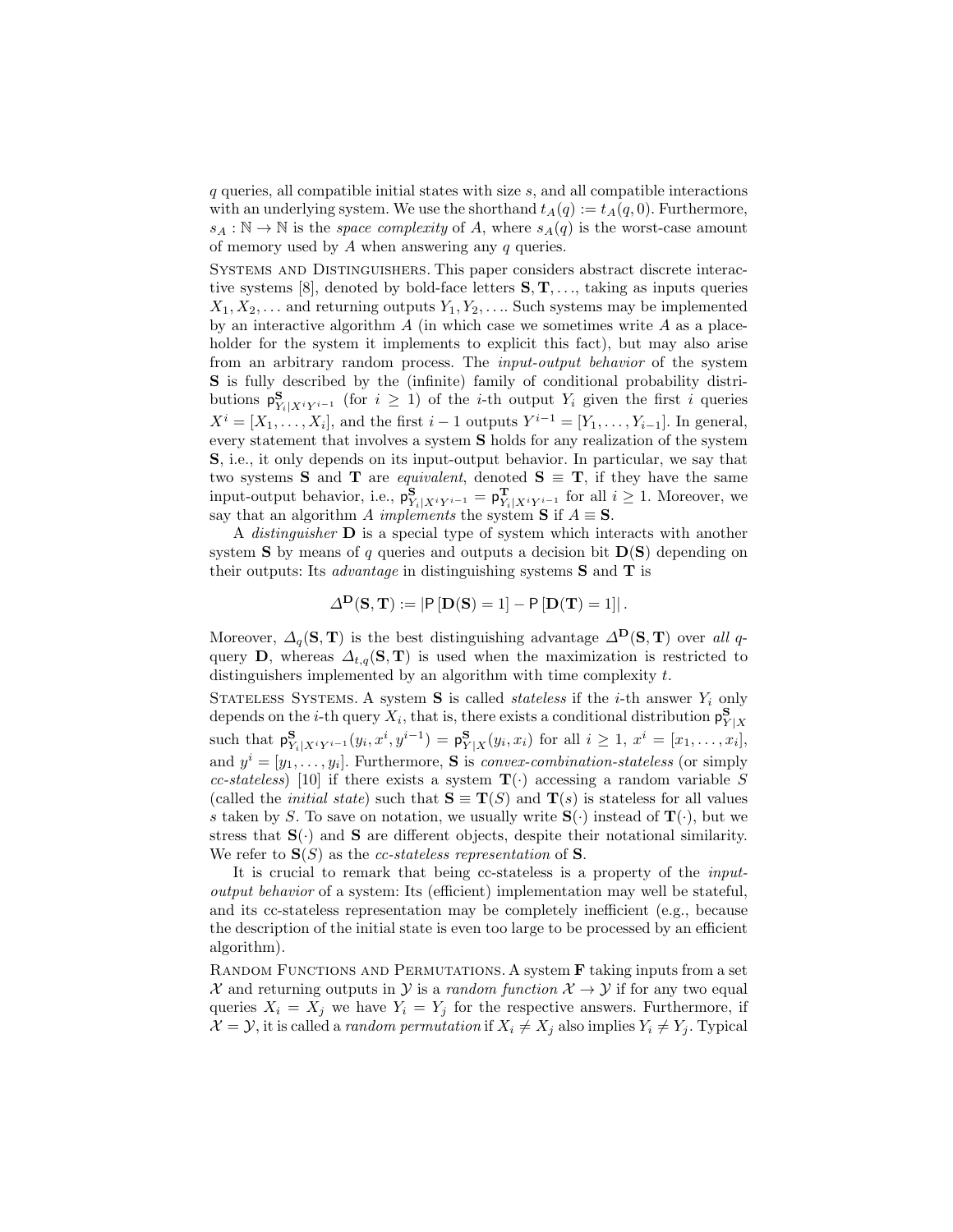$q$ queries, all compatible initial states with size $s$, and all compatible interactions with an underlying system. We use the shorthand $t_A(q) := t_A(q, 0)$. Furthermore, $s_A : \mathbb{N} \to \mathbb{N}$ is the *space complexity* of $A$, where $s_A(q)$ is the worst-case amount of memory used by $A$ when answering any $q$ queries.

Systems and Distinguishers. This paper considers abstract discrete interactive systems [8], denoted by bold-face letters $\mathbf{S}, \mathbf{T}, \ldots$, taking as inputs queries $X_1, X_2, \ldots$ and returning outputs $Y_1, Y_2, \ldots$. Such systems may be implemented by an interactive algorithm $A$ (in which case we sometimes write $A$ as a placeholder for the system it implements to explicit this fact), but may also arise from an arbitrary random process. The *input-output behavior* of the system $\mathbf{S}$ is fully described by the (infinite) family of conditional probability distributions $\mathsf{p}^{\mathbf{S}}_{Y_i|X^iY^{i-1}}$ (for $i \geq 1$) of the $i$-th output $Y_i$ given the first $i$ queries $X^i = [X_1, \ldots, X_i]$, and the first $i-1$ outputs $Y^{i-1} = [Y_1, \ldots, Y_{i-1}]$. In general, every statement that involves a system $\mathbf{S}$ holds for any realization of the system $\mathbf{S}$, i.e., it only depends on its input-output behavior. In particular, we say that two systems $\mathbf{S}$ and $\mathbf{T}$ are *equivalent*, denoted $\mathbf{S} \equiv \mathbf{T}$, if they have the same input-output behavior, i.e., $\mathsf{p}^{\mathbf{S}}_{Y_i|X^iY^{i-1}} = \mathsf{p}^{\mathbf{T}}_{Y_i|X^iY^{i-1}}$ for all $i \geq 1$. Moreover, we say that an algorithm $A$ *implements* the system $\mathbf{S}$ if $A \equiv \mathbf{S}$.

A *distinguisher* $\mathbf{D}$ is a special type of system which interacts with another system $\mathbf{S}$ by means of $q$ queries and outputs a decision bit $\mathbf{D}(\mathbf{S})$ depending on their outputs: Its *advantage* in distinguishing systems $\mathbf{S}$ and $\mathbf{T}$ is

$$\Delta^{\mathbf{D}}(\mathbf{S}, \mathbf{T}) := |\mathsf{P}[\mathbf{D}(\mathbf{S}) = 1] - \mathsf{P}[\mathbf{D}(\mathbf{T}) = 1]|.$$

Moreover, $\Delta_q(\mathbf{S}, \mathbf{T})$ is the best distinguishing advantage $\Delta^{\mathbf{D}}(\mathbf{S}, \mathbf{T})$ over *all* $q$-query $\mathbf{D}$, whereas $\Delta_{t,q}(\mathbf{S}, \mathbf{T})$ is used when the maximization is restricted to distinguishers implemented by an algorithm with time complexity $t$.

Stateless Systems. A system $\mathbf{S}$ is called *stateless* if the $i$-th answer $Y_i$ only depends on the $i$-th query $X_i$, that is, there exists a conditional distribution $\mathsf{p}^{\mathbf{S}}_{Y|X}$ such that $\mathsf{p}^{\mathbf{S}}_{Y_i|X^iY^{i-1}}(y_i, x^i, y^{i-1}) = \mathsf{p}^{\mathbf{S}}_{Y|X}(y_i, x_i)$ for all $i \geq 1$, $x^i = [x_1, \ldots, x_i]$, and $y^i = [y_1, \ldots, y_i]$. Furthermore, $\mathbf{S}$ is *convex-combination-stateless* (or simply *cc-stateless*) [10] if there exists a system $\mathbf{T}(\cdot)$ accessing a random variable $S$ (called the *initial state*) such that $\mathbf{S} \equiv \mathbf{T}(S)$ and $\mathbf{T}(s)$ is stateless for all values $s$ taken by $S$. To save on notation, we usually write $\mathbf{S}(\cdot)$ instead of $\mathbf{T}(\cdot)$, but we stress that $\mathbf{S}(\cdot)$ and $\mathbf{S}$ are different objects, despite their notational similarity. We refer to $\mathbf{S}(S)$ as the *cc-stateless representation* of $\mathbf{S}$.

It is crucial to remark that being cc-stateless is a property of the *input-output behavior* of a system: Its (efficient) implementation may well be stateful, and its cc-stateless representation may be completely inefficient (e.g., because the description of the initial state is even too large to be processed by an efficient algorithm).

Random Functions and Permutations. A system $\mathbf{F}$ taking inputs from a set $\mathcal{X}$ and returning outputs in $\mathcal{Y}$ is a *random function* $\mathcal{X} \to \mathcal{Y}$ if for any two equal queries $X_i = X_j$ we have $Y_i = Y_j$ for the respective answers. Furthermore, if $\mathcal{X} = \mathcal{Y}$, it is called a *random permutation* if $X_i \neq X_j$ also implies $Y_i \neq Y_j$. Typical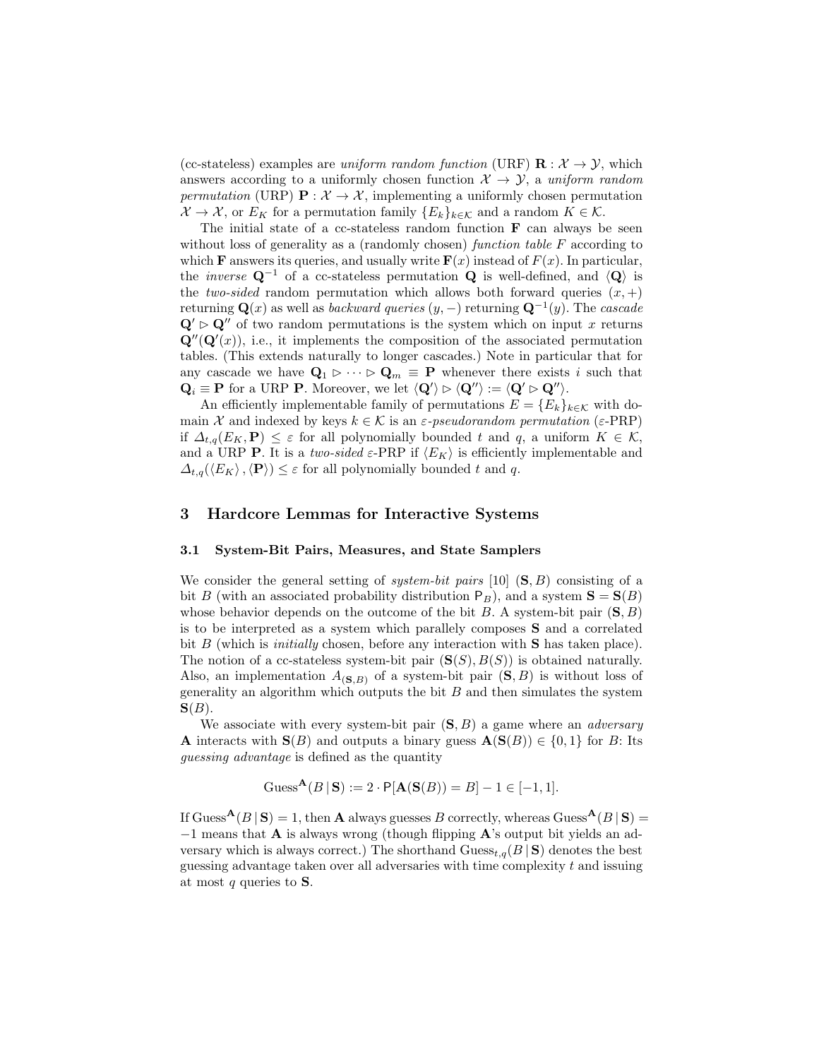(cc-stateless) examples are *uniform random function* (URF) $\mathbf{R} : \mathcal{X} \to \mathcal{Y}$, which answers according to a uniformly chosen function $\mathcal{X} \to \mathcal{Y}$, a *uniform random permutation* (URP) $\mathbf{P} : \mathcal{X} \to \mathcal{X}$, implementing a uniformly chosen permutation $\mathcal{X} \to \mathcal{X}$, or $E_K$ for a permutation family $\{E_k\}_{k \in \mathcal{K}}$ and a random $K \in \mathcal{K}$.

The initial state of a cc-stateless random function $\mathbf{F}$ can always be seen without loss of generality as a (randomly chosen) *function table* $F$ according to which $\mathbf{F}$ answers its queries, and usually write $\mathbf{F}(x)$ instead of $F(x)$. In particular, the *inverse* $\mathbf{Q}^{-1}$ of a cc-stateless permutation $\mathbf{Q}$ is well-defined, and $\langle \mathbf{Q} \rangle$ is the *two-sided* random permutation which allows both forward queries $(x, +)$ returning $\mathbf{Q}(x)$ as well as *backward queries* $(y, -)$ returning $\mathbf{Q}^{-1}(y)$. The *cascade* $\mathbf{Q}' \rhd \mathbf{Q}''$ of two random permutations is the system which on input $x$ returns $\mathbf{Q}''(\mathbf{Q}'(x))$, i.e., it implements the composition of the associated permutation tables. (This extends naturally to longer cascades.) Note in particular that for any cascade we have $\mathbf{Q}_1 \rhd \cdots \rhd \mathbf{Q}_m \equiv \mathbf{P}$ whenever there exists $i$ such that $\mathbf{Q}_i \equiv \mathbf{P}$ for a URP $\mathbf{P}$. Moreover, we let $\langle \mathbf{Q}' \rangle \rhd \langle \mathbf{Q}'' \rangle := \langle \mathbf{Q}' \rhd \mathbf{Q}'' \rangle$.

An efficiently implementable family of permutations $E = \{E_k\}_{k \in \mathcal{K}}$ with domain $\mathcal{X}$ and indexed by keys $k \in \mathcal{K}$ is an *$\varepsilon$-pseudorandom permutation* ($\varepsilon$-PRP) if $\Delta_{t,q}(E_K, \mathbf{P}) \leq \varepsilon$ for all polynomially bounded $t$ and $q$, a uniform $K \in \mathcal{K}$, and a URP $\mathbf{P}$. It is a *two-sided* $\varepsilon$-PRP if $\langle E_K \rangle$ is efficiently implementable and $\Delta_{t,q}(\langle E_K \rangle, \langle \mathbf{P} \rangle) \leq \varepsilon$ for all polynomially bounded $t$ and $q$.

## 3 Hardcore Lemmas for Interactive Systems

### 3.1 System-Bit Pairs, Measures, and State Samplers

We consider the general setting of *system-bit pairs* [10] $(\mathbf{S}, B)$ consisting of a bit $B$ (with an associated probability distribution $\mathsf{P}_B$), and a system $\mathbf{S} = \mathbf{S}(B)$ whose behavior depends on the outcome of the bit $B$. A system-bit pair $(\mathbf{S}, B)$ is to be interpreted as a system which parallely composes $\mathbf{S}$ and a correlated bit $B$ (which is *initially* chosen, before any interaction with $\mathbf{S}$ has taken place). The notion of a cc-stateless system-bit pair $(\mathbf{S}(S), B(S))$ is obtained naturally. Also, an implementation $A_{(\mathbf{S},B)}$ of a system-bit pair $(\mathbf{S}, B)$ is without loss of generality an algorithm which outputs the bit $B$ and then simulates the system $\mathbf{S}(B)$.

We associate with every system-bit pair $(\mathbf{S}, B)$ a game where an *adversary* $\mathbf{A}$ interacts with $\mathbf{S}(B)$ and outputs a binary guess $\mathbf{A}(\mathbf{S}(B)) \in \{0, 1\}$ for $B$: Its *guessing advantage* is defined as the quantity

$$\mathrm{Guess}^{\mathbf{A}}(B \mid \mathbf{S}) := 2 \cdot \mathsf{P}[\mathbf{A}(\mathbf{S}(B)) = B] - 1 \in [-1, 1].$$

If $\mathrm{Guess}^{\mathbf{A}}(B \mid \mathbf{S}) = 1$, then $\mathbf{A}$ always guesses $B$ correctly, whereas $\mathrm{Guess}^{\mathbf{A}}(B \mid \mathbf{S}) = -1$ means that $\mathbf{A}$ is always wrong (though flipping $\mathbf{A}$'s output bit yields an adversary which is always correct.) The shorthand $\mathrm{Guess}_{t,q}(B \mid \mathbf{S})$ denotes the best guessing advantage taken over all adversaries with time complexity $t$ and issuing at most $q$ queries to $\mathbf{S}$.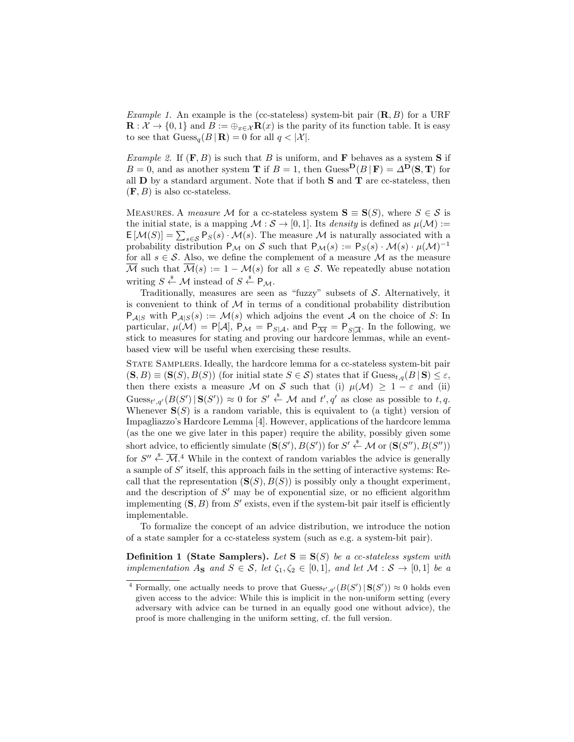*Example 1.* An example is the (cc-stateless) system-bit pair $(\mathbf{R}, B)$ for a URF $\mathbf{R} : \mathcal{X} \to \{0,1\}$ and $B := \oplus_{x \in \mathcal{X}} \mathbf{R}(x)$ is the parity of its function table. It is easy to see that $\mathrm{Guess}_q(B \,|\, \mathbf{R}) = 0$ for all $q < |\mathcal{X}|$.

*Example 2.* If $(\mathbf{F}, B)$ is such that $B$ is uniform, and $\mathbf{F}$ behaves as a system $\mathbf{S}$ if $B = 0$, and as another system $\mathbf{T}$ if $B = 1$, then $\mathrm{Guess}^{\mathbf{D}}(B \,|\, \mathbf{F}) = \Delta^{\mathbf{D}}(\mathbf{S}, \mathbf{T})$ for all $\mathbf{D}$ by a standard argument. Note that if both $\mathbf{S}$ and $\mathbf{T}$ are cc-stateless, then $(\mathbf{F}, B)$ is also cc-stateless.

Measures. A *measure* $\mathcal{M}$ for a cc-stateless system $\mathbf{S} \equiv \mathbf{S}(S)$, where $S \in \mathcal{S}$ is the initial state, is a mapping $\mathcal{M} : \mathcal{S} \to [0,1]$. Its *density* is defined as $\mu(\mathcal{M}) := \mathsf{E}[\mathcal{M}(S)] = \sum_{s \in \mathcal{S}} \mathsf{P}_S(s) \cdot \mathcal{M}(s)$. The measure $\mathcal{M}$ is naturally associated with a probability distribution $\mathsf{P}_{\mathcal{M}}$ on $\mathcal{S}$ such that $\mathsf{P}_{\mathcal{M}}(s) := \mathsf{P}_S(s) \cdot \mathcal{M}(s) \cdot \mu(\mathcal{M})^{-1}$ for all $s \in \mathcal{S}$. Also, we define the complement of a measure $\mathcal{M}$ as the measure $\overline{\mathcal{M}}$ such that $\overline{\mathcal{M}}(s) := 1 - \mathcal{M}(s)$ for all $s \in \mathcal{S}$. We repeatedly abuse notation writing $S \xleftarrow{\$} \mathcal{M}$ instead of $S \xleftarrow{\$} \mathsf{P}_{\mathcal{M}}$.

Traditionally, measures are seen as "fuzzy" subsets of $\mathcal{S}$. Alternatively, it is convenient to think of $\mathcal{M}$ in terms of a conditional probability distribution $\mathsf{P}_{\mathcal{A}|S}$ with $\mathsf{P}_{\mathcal{A}|S}(s) := \mathcal{M}(s)$ which adjoins the event $\mathcal{A}$ on the choice of $S$: In particular, $\mu(\mathcal{M}) = \mathsf{P}[\mathcal{A}]$, $\mathsf{P}_{\mathcal{M}} = \mathsf{P}_{S|\mathcal{A}}$, and $\mathsf{P}_{\overline{\mathcal{M}}} = \mathsf{P}_{S|\overline{\mathcal{A}}}$. In the following, we stick to measures for stating and proving our hardcore lemmas, while an event-based view will be useful when exercising these results.

State Samplers. Ideally, the hardcore lemma for a cc-stateless system-bit pair $(\mathbf{S}, B) \equiv (\mathbf{S}(S), B(S))$ (for initial state $S \in \mathcal{S}$) states that if $\mathrm{Guess}_{t,q}(B \,|\, \mathbf{S}) \leq \varepsilon$, then there exists a measure $\mathcal{M}$ on $\mathcal{S}$ such that (i) $\mu(\mathcal{M}) \geq 1 - \varepsilon$ and (ii) $\mathrm{Guess}_{t',q'}(B(S') \,|\, \mathbf{S}(S')) \approx 0$ for $S' \xleftarrow{\$} \mathcal{M}$ and $t', q'$ as close as possible to $t, q$. Whenever $\mathbf{S}(S)$ is a random variable, this is equivalent to (a tight) version of Impagliazzo's Hardcore Lemma [4]. However, applications of the hardcore lemma (as the one we give later in this paper) require the ability, possibly given some short advice, to efficiently simulate $(\mathbf{S}(S'), B(S'))$ for $S' \xleftarrow{\$} \mathcal{M}$ or $(\mathbf{S}(S''), B(S''))$ for $S'' \xleftarrow{\$} \overline{\mathcal{M}}$.[4] While in the context of random variables the advice is generally a sample of $S'$ itself, this approach fails in the setting of interactive systems: Recall that the representation $(\mathbf{S}(S), B(S))$ is possibly only a thought experiment, and the description of $S'$ may be of exponential size, or no efficient algorithm implementing $(\mathbf{S}, B)$ from $S'$ exists, even if the system-bit pair itself is efficiently implementable.

To formalize the concept of an advice distribution, we introduce the notion of a state sampler for a cc-stateless system (such as e.g. a system-bit pair).

**Definition 1 (State Samplers).** *Let $\mathbf{S} \equiv \mathbf{S}(S)$ be a cc-stateless system with implementation $A_{\mathbf{S}}$ and $S \in \mathcal{S}$, let $\zeta_1, \zeta_2 \in [0,1]$, and let $\mathcal{M} : \mathcal{S} \to [0,1]$ be a*

---

[4] Formally, one actually needs to prove that $\mathrm{Guess}_{t',q'}(B(S') \,|\, \mathbf{S}(S')) \approx 0$ holds even given access to the advice: While this is implicit in the non-uniform setting (every adversary with advice can be turned in an equally good one without advice), the proof is more challenging in the uniform setting, cf. the full version.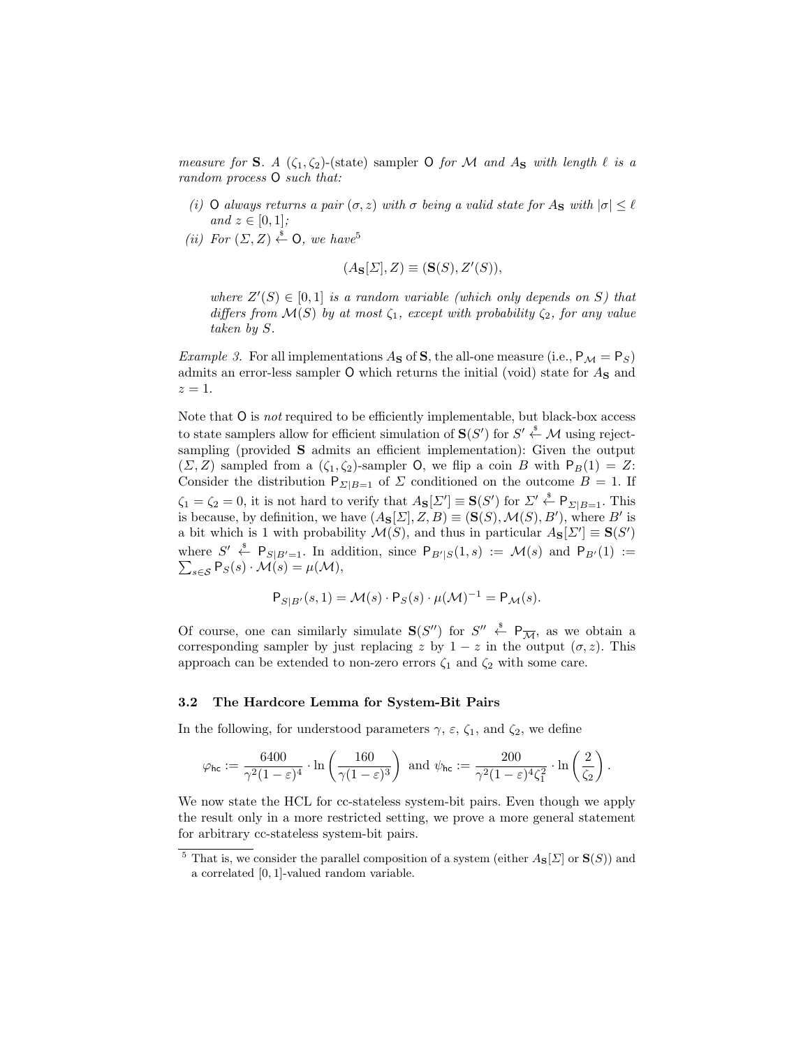*measure for* $\mathbf{S}$*. A* $(\zeta_1, \zeta_2)$*-(state) sampler* $\mathsf{O}$ *for* $\mathcal{M}$ *and* $A_{\mathbf{S}}$ *with length* $\ell$ *is a random process* $\mathsf{O}$ *such that:*

*(i)* $\mathsf{O}$ *always returns a pair* $(\sigma, z)$ *with* $\sigma$ *being a valid state for* $A_{\mathbf{S}}$ *with* $|\sigma| \leq \ell$ *and* $z \in [0,1]$*;*

*(ii) For* $(\Sigma, Z) \xleftarrow{\$} \mathsf{O}$*, we have*[5]

$$(A_{\mathbf{S}}[\Sigma], Z) \equiv (\mathbf{S}(S), Z'(S)),$$

*where* $Z'(S) \in [0,1]$ *is a random variable (which only depends on* $S$*) that differs from* $\mathcal{M}(S)$ *by at most* $\zeta_1$*, except with probability* $\zeta_2$*, for any value taken by* $S$*.*

*Example 3.* For all implementations $A_{\mathbf{S}}$ of $\mathbf{S}$, the all-one measure (i.e., $\mathsf{P}_{\mathcal{M}} = \mathsf{P}_S$) admits an error-less sampler $\mathsf{O}$ which returns the initial (void) state for $A_{\mathbf{S}}$ and $z = 1$.

Note that $\mathsf{O}$ is *not* required to be efficiently implementable, but black-box access to state samplers allow for efficient simulation of $\mathbf{S}(S')$ for $S' \xleftarrow{\$} \mathcal{M}$ using reject-sampling (provided $\mathbf{S}$ admits an efficient implementation): Given the output $(\Sigma, Z)$ sampled from a $(\zeta_1, \zeta_2)$-sampler $\mathsf{O}$, we flip a coin $B$ with $\mathsf{P}_B(1) = Z$: Consider the distribution $\mathsf{P}_{\Sigma|B=1}$ of $\Sigma$ conditioned on the outcome $B = 1$. If $\zeta_1 = \zeta_2 = 0$, it is not hard to verify that $A_{\mathbf{S}}[\Sigma'] \equiv \mathbf{S}(S')$ for $\Sigma' \xleftarrow{\$} \mathsf{P}_{\Sigma|B=1}$. This is because, by definition, we have $(A_{\mathbf{S}}[\Sigma], Z, B) \equiv (\mathbf{S}(S), \mathcal{M}(S), B')$, where $B'$ is a bit which is 1 with probability $\mathcal{M}(S)$, and thus in particular $A_{\mathbf{S}}[\Sigma'] \equiv \mathbf{S}(S')$ where $S' \xleftarrow{\$} \mathsf{P}_{S|B'=1}$. In addition, since $\mathsf{P}_{B'|S}(1, s) := \mathcal{M}(s)$ and $\mathsf{P}_{B'}(1) := \sum_{s \in \mathcal{S}} \mathsf{P}_S(s) \cdot \mathcal{M}(s) = \mu(\mathcal{M})$,

$$\mathsf{P}_{S|B'}(s, 1) = \mathcal{M}(s) \cdot \mathsf{P}_S(s) \cdot \mu(\mathcal{M})^{-1} = \mathsf{P}_{\mathcal{M}}(s).$$

Of course, one can similarly simulate $\mathbf{S}(S'')$ for $S'' \xleftarrow{\$} \mathsf{P}_{\overline{\mathcal{M}}}$, as we obtain a corresponding sampler by just replacing $z$ by $1 - z$ in the output $(\sigma, z)$. This approach can be extended to non-zero errors $\zeta_1$ and $\zeta_2$ with some care.

### 3.2 The Hardcore Lemma for System-Bit Pairs

In the following, for understood parameters $\gamma$, $\varepsilon$, $\zeta_1$, and $\zeta_2$, we define

$$\varphi_{\mathsf{hc}} := \frac{6400}{\gamma^2(1-\varepsilon)^4} \cdot \ln\left(\frac{160}{\gamma(1-\varepsilon)^3}\right) \text{ and } \psi_{\mathsf{hc}} := \frac{200}{\gamma^2(1-\varepsilon)^4 \zeta_1^2} \cdot \ln\left(\frac{2}{\zeta_2}\right).$$

We now state the HCL for cc-stateless system-bit pairs. Even though we apply the result only in a more restricted setting, we prove a more general statement for arbitrary cc-stateless system-bit pairs.

[5] That is, we consider the parallel composition of a system (either $A_{\mathbf{S}}[\Sigma]$ or $\mathbf{S}(S)$) and a correlated $[0,1]$-valued random variable.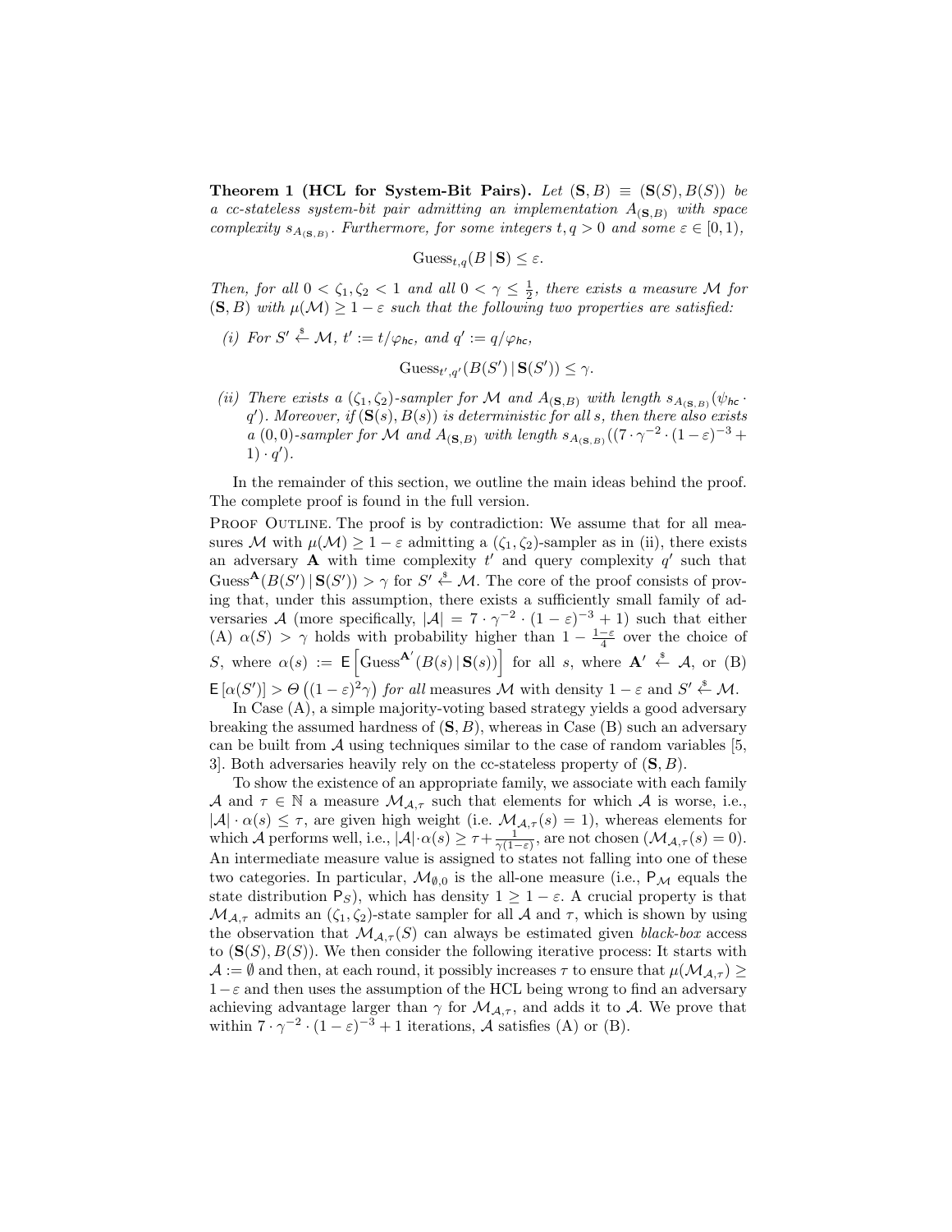**Theorem 1 (HCL for System-Bit Pairs).** *Let $(\mathbf{S}, B) \equiv (\mathbf{S}(S), B(S))$ be a cc-stateless system-bit pair admitting an implementation $A_{(\mathbf{S},B)}$ with space complexity $s_{A_{(\mathbf{S},B)}}$. Furthermore, for some integers $t, q > 0$ and some $\varepsilon \in [0, 1)$,*

$$\text{Guess}_{t,q}(B \,|\, \mathbf{S}) \leq \varepsilon.$$

*Then, for all $0 < \zeta_1, \zeta_2 < 1$ and all $0 < \gamma \leq \frac{1}{2}$, there exists a measure $\mathcal{M}$ for $(\mathbf{S}, B)$ with $\mu(\mathcal{M}) \geq 1 - \varepsilon$ such that the following two properties are satisfied:*

*(i) For $S' \xleftarrow{\$} \mathcal{M}$, $t' := t/\varphi_{\mathsf{hc}}$, and $q' := q/\varphi_{\mathsf{hc}}$,*

$$\text{Guess}_{t',q'}(B(S') \,|\, \mathbf{S}(S')) \leq \gamma.$$

*(ii) There exists a $(\zeta_1, \zeta_2)$-sampler for $\mathcal{M}$ and $A_{(\mathbf{S},B)}$ with length $s_{A_{(\mathbf{S},B)}}(\psi_{\mathsf{hc}} \cdot q')$. Moreover, if $(\mathbf{S}(s), B(s))$ is deterministic for all $s$, then there also exists a $(0, 0)$-sampler for $\mathcal{M}$ and $A_{(\mathbf{S},B)}$ with length $s_{A_{(\mathbf{S},B)}}((7 \cdot \gamma^{-2} \cdot (1 - \varepsilon)^{-3} + 1) \cdot q')$.*

In the remainder of this section, we outline the main ideas behind the proof. The complete proof is found in the full version.

Proof Outline. The proof is by contradiction: We assume that for all measures $\mathcal{M}$ with $\mu(\mathcal{M}) \geq 1 - \varepsilon$ admitting a $(\zeta_1, \zeta_2)$-sampler as in (ii), there exists an adversary $\mathbf{A}$ with time complexity $t'$ and query complexity $q'$ such that $\text{Guess}^{\mathbf{A}}(B(S') \,|\, \mathbf{S}(S')) > \gamma$ for $S' \xleftarrow{\$} \mathcal{M}$. The core of the proof consists of proving that, under this assumption, there exists a sufficiently small family of adversaries $\mathcal{A}$ (more specifically, $|\mathcal{A}| = 7 \cdot \gamma^{-2} \cdot (1 - \varepsilon)^{-3} + 1$) such that either (A) $\alpha(S) > \gamma$ holds with probability higher than $1 - \frac{1-\varepsilon}{4}$ over the choice of $S$, where $\alpha(s) := \mathsf{E}\left[\text{Guess}^{\mathbf{A}'}(B(s) \,|\, \mathbf{S}(s))\right]$ for all $s$, where $\mathbf{A}' \xleftarrow{\$} \mathcal{A}$, or (B) $\mathsf{E}[\alpha(S')] > \Theta\left((1 - \varepsilon)^2 \gamma\right)$ *for all* measures $\mathcal{M}$ with density $1 - \varepsilon$ and $S' \xleftarrow{\$} \mathcal{M}$.

In Case (A), a simple majority-voting based strategy yields a good adversary breaking the assumed hardness of $(\mathbf{S}, B)$, whereas in Case (B) such an adversary can be built from $\mathcal{A}$ using techniques similar to the case of random variables [5, 3]. Both adversaries heavily rely on the cc-stateless property of $(\mathbf{S}, B)$.

To show the existence of an appropriate family, we associate with each family $\mathcal{A}$ and $\tau \in \mathbb{N}$ a measure $\mathcal{M}_{\mathcal{A},\tau}$ such that elements for which $\mathcal{A}$ is worse, i.e., $|\mathcal{A}| \cdot \alpha(s) \leq \tau$, are given high weight (i.e. $\mathcal{M}_{\mathcal{A},\tau}(s) = 1$), whereas elements for which $\mathcal{A}$ performs well, i.e., $|\mathcal{A}| \cdot \alpha(s) \geq \tau + \frac{1}{\gamma(1-\varepsilon)}$, are not chosen ($\mathcal{M}_{\mathcal{A},\tau}(s) = 0$). An intermediate measure value is assigned to states not falling into one of these two categories. In particular, $\mathcal{M}_{\emptyset,0}$ is the all-one measure (i.e., $\mathsf{P}_{\mathcal{M}}$ equals the state distribution $\mathsf{P}_S$), which has density $1 \geq 1 - \varepsilon$. A crucial property is that $\mathcal{M}_{\mathcal{A},\tau}$ admits an $(\zeta_1, \zeta_2)$-state sampler for all $\mathcal{A}$ and $\tau$, which is shown by using the observation that $\mathcal{M}_{\mathcal{A},\tau}(S)$ can always be estimated given *black-box* access to $(\mathbf{S}(S), B(S))$. We then consider the following iterative process: It starts with $\mathcal{A} := \emptyset$ and then, at each round, it possibly increases $\tau$ to ensure that $\mu(\mathcal{M}_{\mathcal{A},\tau}) \geq 1 - \varepsilon$ and then uses the assumption of the HCL being wrong to find an adversary achieving advantage larger than $\gamma$ for $\mathcal{M}_{\mathcal{A},\tau}$, and adds it to $\mathcal{A}$. We prove that within $7 \cdot \gamma^{-2} \cdot (1 - \varepsilon)^{-3} + 1$ iterations, $\mathcal{A}$ satisfies (A) or (B).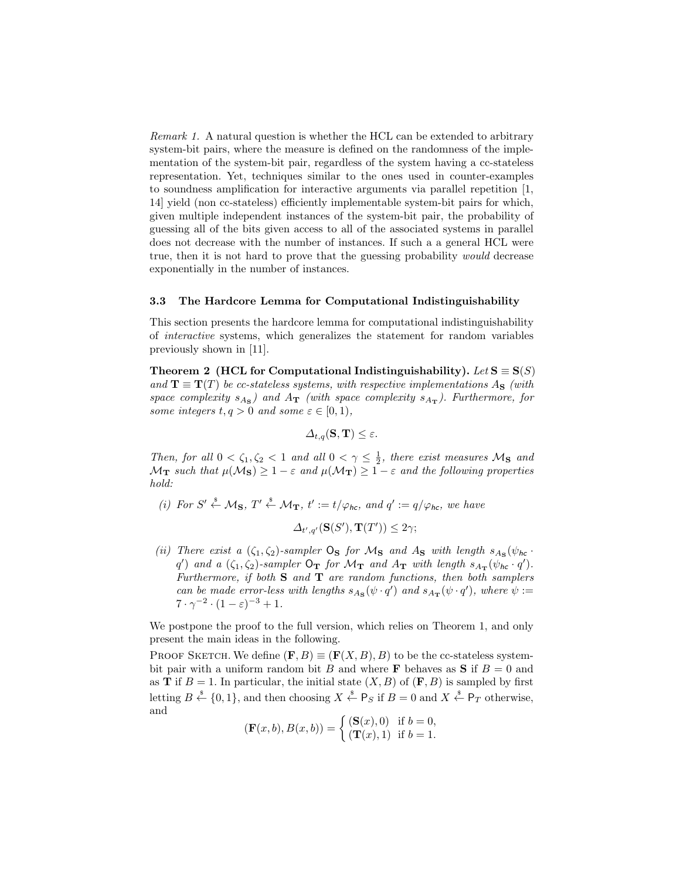*Remark 1.* A natural question is whether the HCL can be extended to arbitrary system-bit pairs, where the measure is defined on the randomness of the implementation of the system-bit pair, regardless of the system having a cc-stateless representation. Yet, techniques similar to the ones used in counter-examples to soundness amplification for interactive arguments via parallel repetition [1, 14] yield (non cc-stateless) efficiently implementable system-bit pairs for which, given multiple independent instances of the system-bit pair, the probability of guessing all of the bits given access to all of the associated systems in parallel does not decrease with the number of instances. If such a a general HCL were true, then it is not hard to prove that the guessing probability *would* decrease exponentially in the number of instances.

### 3.3 The Hardcore Lemma for Computational Indistinguishability

This section presents the hardcore lemma for computational indistinguishability of *interactive* systems, which generalizes the statement for random variables previously shown in [11].

**Theorem 2 (HCL for Computational Indistinguishability).** *Let* $\mathbf{S} \equiv \mathbf{S}(S)$ *and* $\mathbf{T} \equiv \mathbf{T}(T)$ *be cc-stateless systems, with respective implementations* $A_{\mathbf{S}}$ *(with space complexity* $s_{A_{\mathbf{S}}}$*) and* $A_{\mathbf{T}}$ *(with space complexity* $s_{A_{\mathbf{T}}}$*). Furthermore, for some integers* $t, q > 0$ *and some* $\varepsilon \in [0, 1)$*,*

$$\Delta_{t,q}(\mathbf{S}, \mathbf{T}) \leq \varepsilon.$$

*Then, for all* $0 < \zeta_1, \zeta_2 < 1$ *and all* $0 < \gamma \leq \frac{1}{2}$*, there exist measures* $\mathcal{M}_{\mathbf{S}}$ *and* $\mathcal{M}_{\mathbf{T}}$ *such that* $\mu(\mathcal{M}_{\mathbf{S}}) \geq 1 - \varepsilon$ *and* $\mu(\mathcal{M}_{\mathbf{T}}) \geq 1 - \varepsilon$ *and the following properties hold:*

*(i) For* $S' \xleftarrow{\$} \mathcal{M}_{\mathbf{S}}$*,* $T' \xleftarrow{\$} \mathcal{M}_{\mathbf{T}}$*,* $t' := t/\varphi_{hc}$*, and* $q' := q/\varphi_{hc}$*, we have*

$$\Delta_{t',q'}(\mathbf{S}(S'), \mathbf{T}(T')) \leq 2\gamma;$$

*(ii) There exist a* $(\zeta_1, \zeta_2)$*-sampler* $\mathsf{O}_{\mathbf{S}}$ *for* $\mathcal{M}_{\mathbf{S}}$ *and* $A_{\mathbf{S}}$ *with length* $s_{A_{\mathbf{S}}}(\psi_{hc} \cdot q')$ *and a* $(\zeta_1, \zeta_2)$*-sampler* $\mathsf{O}_{\mathbf{T}}$ *for* $\mathcal{M}_{\mathbf{T}}$ *and* $A_{\mathbf{T}}$ *with length* $s_{A_{\mathbf{T}}}(\psi_{hc} \cdot q')$*. Furthermore, if both* $\mathbf{S}$ *and* $\mathbf{T}$ *are random functions, then both samplers can be made error-less with lengths* $s_{A_{\mathbf{S}}}(\psi \cdot q')$ *and* $s_{A_{\mathbf{T}}}(\psi \cdot q')$*, where* $\psi := 7 \cdot \gamma^{-2} \cdot (1 - \varepsilon)^{-3} + 1$*.*

We postpone the proof to the full version, which relies on Theorem 1, and only present the main ideas in the following.

Proof Sketch. We define $(\mathbf{F}, B) \equiv (\mathbf{F}(X, B), B)$ to be the cc-stateless system-bit pair with a uniform random bit $B$ and where $\mathbf{F}$ behaves as $\mathbf{S}$ if $B = 0$ and as $\mathbf{T}$ if $B = 1$. In particular, the initial state $(X, B)$ of $(\mathbf{F}, B)$ is sampled by first letting $B \xleftarrow{\$} \{0, 1\}$, and then choosing $X \xleftarrow{\$} \mathsf{P}_S$ if $B = 0$ and $X \xleftarrow{\$} \mathsf{P}_T$ otherwise, and

$$(\mathbf{F}(x, b), B(x, b)) = \begin{cases} (\mathbf{S}(x), 0) & \text{if } b = 0, \\ (\mathbf{T}(x), 1) & \text{if } b = 1. \end{cases}$$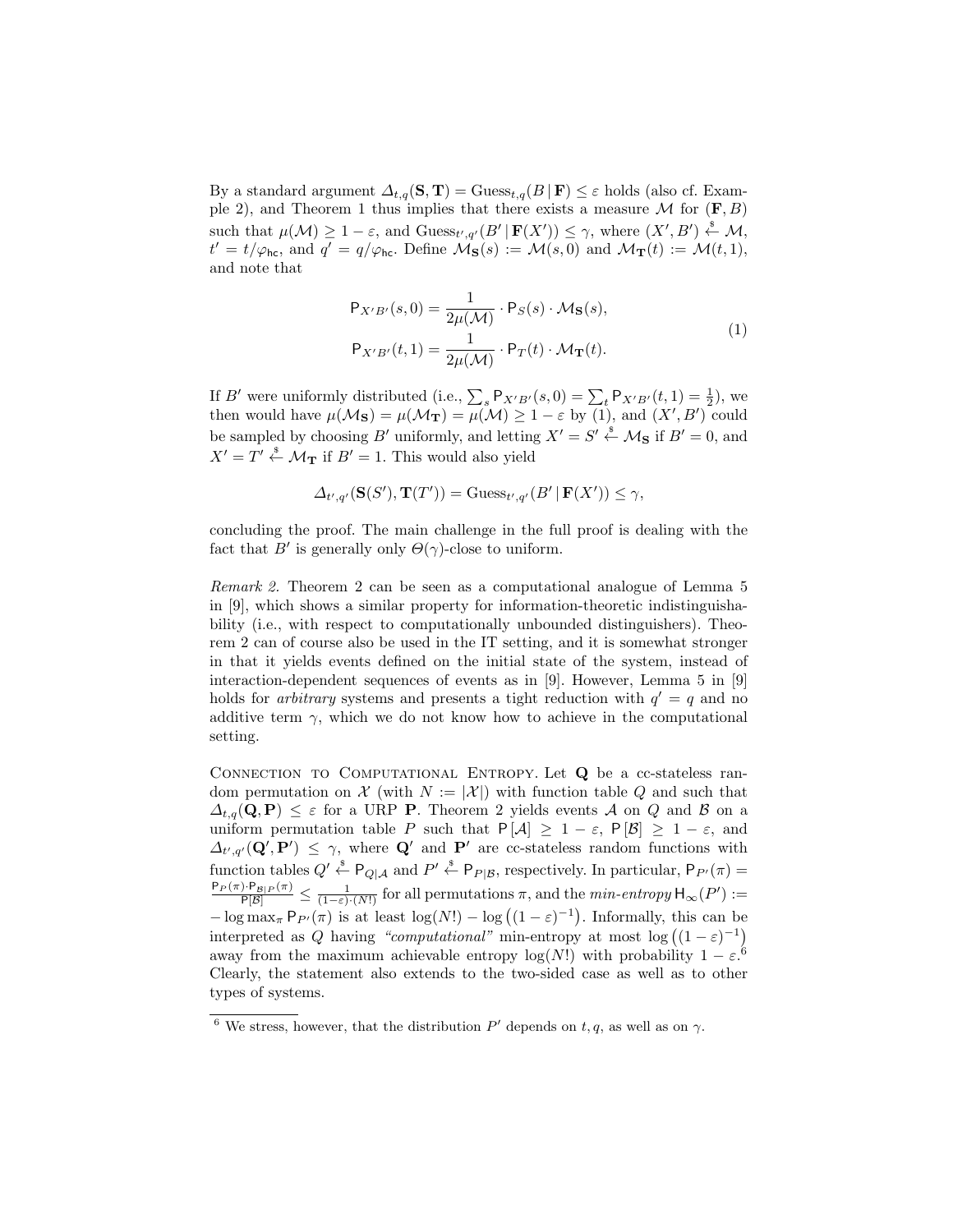By a standard argument $\Delta_{t,q}(\mathbf{S},\mathbf{T}) = \text{Guess}_{t,q}(B \,|\, \mathbf{F}) \leq \varepsilon$ holds (also cf. Example 2), and Theorem 1 thus implies that there exists a measure $\mathcal{M}$ for $(\mathbf{F}, B)$ such that $\mu(\mathcal{M}) \geq 1 - \varepsilon$, and $\text{Guess}_{t',q'}(B' \,|\, \mathbf{F}(X')) \leq \gamma$, where $(X', B') \stackrel{\$}{\leftarrow} \mathcal{M}$, $t' = t/\varphi_{\mathsf{hc}}$, and $q' = q/\varphi_{\mathsf{hc}}$. Define $\mathcal{M}_{\mathbf{S}}(s) := \mathcal{M}(s, 0)$ and $\mathcal{M}_{\mathbf{T}}(t) := \mathcal{M}(t, 1)$, and note that

$$
\begin{aligned}
\mathsf{P}_{X'B'}(s, 0) &= \frac{1}{2\mu(\mathcal{M})} \cdot \mathsf{P}_S(s) \cdot \mathcal{M}_{\mathbf{S}}(s), \\
\mathsf{P}_{X'B'}(t, 1) &= \frac{1}{2\mu(\mathcal{M})} \cdot \mathsf{P}_T(t) \cdot \mathcal{M}_{\mathbf{T}}(t).
\end{aligned}
\tag{1}
$$

If $B'$ were uniformly distributed (i.e., $\sum_s \mathsf{P}_{X'B'}(s, 0) = \sum_t \mathsf{P}_{X'B'}(t, 1) = \frac{1}{2}$), we then would have $\mu(\mathcal{M}_{\mathbf{S}}) = \mu(\mathcal{M}_{\mathbf{T}}) = \mu(\mathcal{M}) \geq 1 - \varepsilon$ by (1), and $(X', B')$ could be sampled by choosing $B'$ uniformly, and letting $X' = S' \stackrel{\$}{\leftarrow} \mathcal{M}_{\mathbf{S}}$ if $B' = 0$, and $X' = T' \stackrel{\$}{\leftarrow} \mathcal{M}_{\mathbf{T}}$ if $B' = 1$. This would also yield

$$
\Delta_{t',q'}(\mathbf{S}(S'), \mathbf{T}(T')) = \text{Guess}_{t',q'}(B' \,|\, \mathbf{F}(X')) \leq \gamma,
$$

concluding the proof. The main challenge in the full proof is dealing with the fact that $B'$ is generally only $\Theta(\gamma)$-close to uniform.

*Remark 2.* Theorem 2 can be seen as a computational analogue of Lemma 5 in [9], which shows a similar property for information-theoretic indistinguishability (i.e., with respect to computationally unbounded distinguishers). Theorem 2 can of course also be used in the IT setting, and it is somewhat stronger in that it yields events defined on the initial state of the system, instead of interaction-dependent sequences of events as in [9]. However, Lemma 5 in [9] holds for *arbitrary* systems and presents a tight reduction with $q' = q$ and no additive term $\gamma$, which we do not know how to achieve in the computational setting.

Connection to Computational Entropy. Let $\mathbf{Q}$ be a cc-stateless random permutation on $\mathcal{X}$ (with $N := |\mathcal{X}|$) with function table $Q$ and such that $\Delta_{t,q}(\mathbf{Q}, \mathbf{P}) \leq \varepsilon$ for a URP $\mathbf{P}$. Theorem 2 yields events $\mathcal{A}$ on $Q$ and $\mathcal{B}$ on a uniform permutation table $P$ such that $\mathsf{P}[\mathcal{A}] \geq 1 - \varepsilon$, $\mathsf{P}[\mathcal{B}] \geq 1 - \varepsilon$, and $\Delta_{t',q'}(\mathbf{Q}', \mathbf{P}') \leq \gamma$, where $\mathbf{Q}'$ and $\mathbf{P}'$ are cc-stateless random functions with function tables $Q' \stackrel{\$}{\leftarrow} \mathsf{P}_{Q|\mathcal{A}}$ and $P' \stackrel{\$}{\leftarrow} \mathsf{P}_{P|\mathcal{B}}$, respectively. In particular, $\mathsf{P}_{P'}(\pi) = \frac{\mathsf{P}_P(\pi) \cdot \mathsf{P}_{\mathcal{B}|P}(\pi)}{\mathsf{P}[\mathcal{B}]} \leq \frac{1}{(1-\varepsilon)\cdot(N!)}$ for all permutations $\pi$, and the *min-entropy* $\mathsf{H}_\infty(P') := -\log \max_\pi \mathsf{P}_{P'}(\pi)$ is at least $\log(N!) - \log\left((1-\varepsilon)^{-1}\right)$. Informally, this can be interpreted as $Q$ having *"computational"* min-entropy at most $\log\left((1-\varepsilon)^{-1}\right)$ away from the maximum achievable entropy $\log(N!)$ with probability $1 - \varepsilon$.[6] Clearly, the statement also extends to the two-sided case as well as to other types of systems.

[6] We stress, however, that the distribution $P'$ depends on $t, q$, as well as on $\gamma$.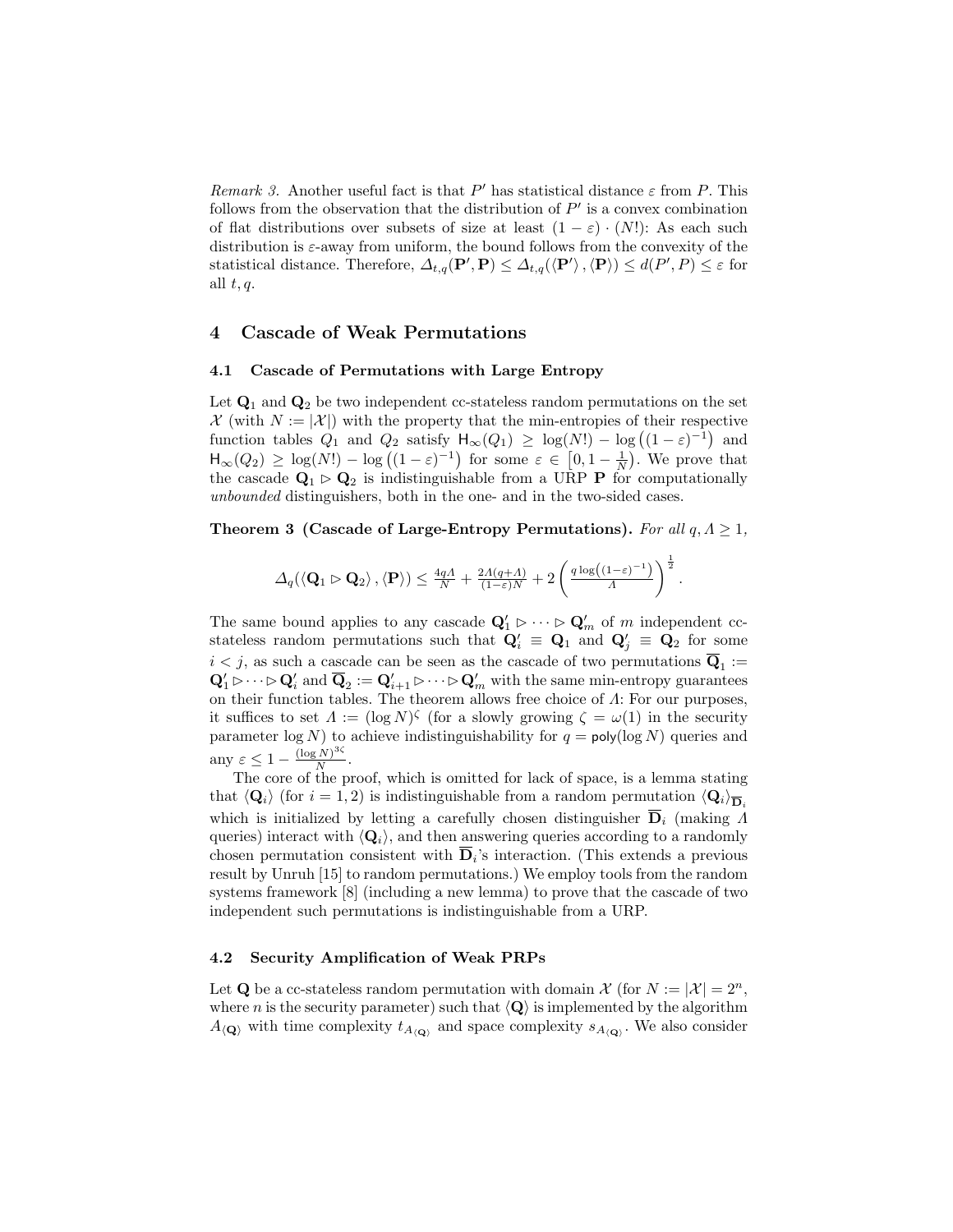*Remark 3.* Another useful fact is that $P'$ has statistical distance $\varepsilon$ from $P$. This follows from the observation that the distribution of $P'$ is a convex combination of flat distributions over subsets of size at least $(1-\varepsilon)\cdot(N!)$: As each such distribution is $\varepsilon$-away from uniform, the bound follows from the convexity of the statistical distance. Therefore, $\Delta_{t,q}(\mathbf{P}',\mathbf{P}) \leq \Delta_{t,q}(\langle\mathbf{P}'\rangle, \langle\mathbf{P}\rangle) \leq d(P',P) \leq \varepsilon$ for all $t, q$.

## 4 Cascade of Weak Permutations

### 4.1 Cascade of Permutations with Large Entropy

Let $\mathbf{Q}_1$ and $\mathbf{Q}_2$ be two independent cc-stateless random permutations on the set $\mathcal{X}$ (with $N := |\mathcal{X}|$) with the property that the min-entropies of their respective function tables $Q_1$ and $Q_2$ satisfy $\mathsf{H}_\infty(Q_1) \geq \log(N!) - \log\left((1-\varepsilon)^{-1}\right)$ and $\mathsf{H}_\infty(Q_2) \geq \log(N!) - \log\left((1-\varepsilon)^{-1}\right)$ for some $\varepsilon \in \left[0, 1-\frac{1}{N}\right)$. We prove that the cascade $\mathbf{Q}_1 \rhd \mathbf{Q}_2$ is indistinguishable from a URP $\mathbf{P}$ for computationally *unbounded* distinguishers, both in the one- and in the two-sided cases.

**Theorem 3 (Cascade of Large-Entropy Permutations).** *For all $q, \Lambda \geq 1$,*

$$\Delta_q(\langle\mathbf{Q}_1 \rhd \mathbf{Q}_2\rangle, \langle\mathbf{P}\rangle) \leq \frac{4q\Lambda}{N} + \frac{2\Lambda(q+\Lambda)}{(1-\varepsilon)N} + 2\left(\frac{q\log\left((1-\varepsilon)^{-1}\right)}{\Lambda}\right)^{\frac{1}{2}}.$$

The same bound applies to any cascade $\mathbf{Q}'_1 \rhd \cdots \rhd \mathbf{Q}'_m$ of $m$ independent cc-stateless random permutations such that $\mathbf{Q}'_i \equiv \mathbf{Q}_1$ and $\mathbf{Q}'_j \equiv \mathbf{Q}_2$ for some $i < j$, as such a cascade can be seen as the cascade of two permutations $\overline{\mathbf{Q}}_1 := \mathbf{Q}'_1 \rhd \cdots \rhd \mathbf{Q}'_i$ and $\overline{\mathbf{Q}}_2 := \mathbf{Q}'_{i+1} \rhd \cdots \rhd \mathbf{Q}'_m$ with the same min-entropy guarantees on their function tables. The theorem allows free choice of $\Lambda$: For our purposes, it suffices to set $\Lambda := (\log N)^\zeta$ (for a slowly growing $\zeta = \omega(1)$ in the security parameter $\log N$) to achieve indistinguishability for $q = \mathsf{poly}(\log N)$ queries and any $\varepsilon \leq 1 - \frac{(\log N)^{3\zeta}}{N}$.

The core of the proof, which is omitted for lack of space, is a lemma stating that $\langle\mathbf{Q}_i\rangle$ (for $i = 1, 2$) is indistinguishable from a random permutation $\langle\mathbf{Q}_i\rangle_{\overline{\mathbf{D}}_i}$ which is initialized by letting a carefully chosen distinguisher $\overline{\mathbf{D}}_i$ (making $\Lambda$ queries) interact with $\langle\mathbf{Q}_i\rangle$, and then answering queries according to a randomly chosen permutation consistent with $\overline{\mathbf{D}}_i$'s interaction. (This extends a previous result by Unruh [15] to random permutations.) We employ tools from the random systems framework [8] (including a new lemma) to prove that the cascade of two independent such permutations is indistinguishable from a URP.

### 4.2 Security Amplification of Weak PRPs

Let $\mathbf{Q}$ be a cc-stateless random permutation with domain $\mathcal{X}$ (for $N := |\mathcal{X}| = 2^n$, where $n$ is the security parameter) such that $\langle\mathbf{Q}\rangle$ is implemented by the algorithm $A_{\langle\mathbf{Q}\rangle}$ with time complexity $t_{A_{\langle\mathbf{Q}\rangle}}$ and space complexity $s_{A_{\langle\mathbf{Q}\rangle}}$. We also consider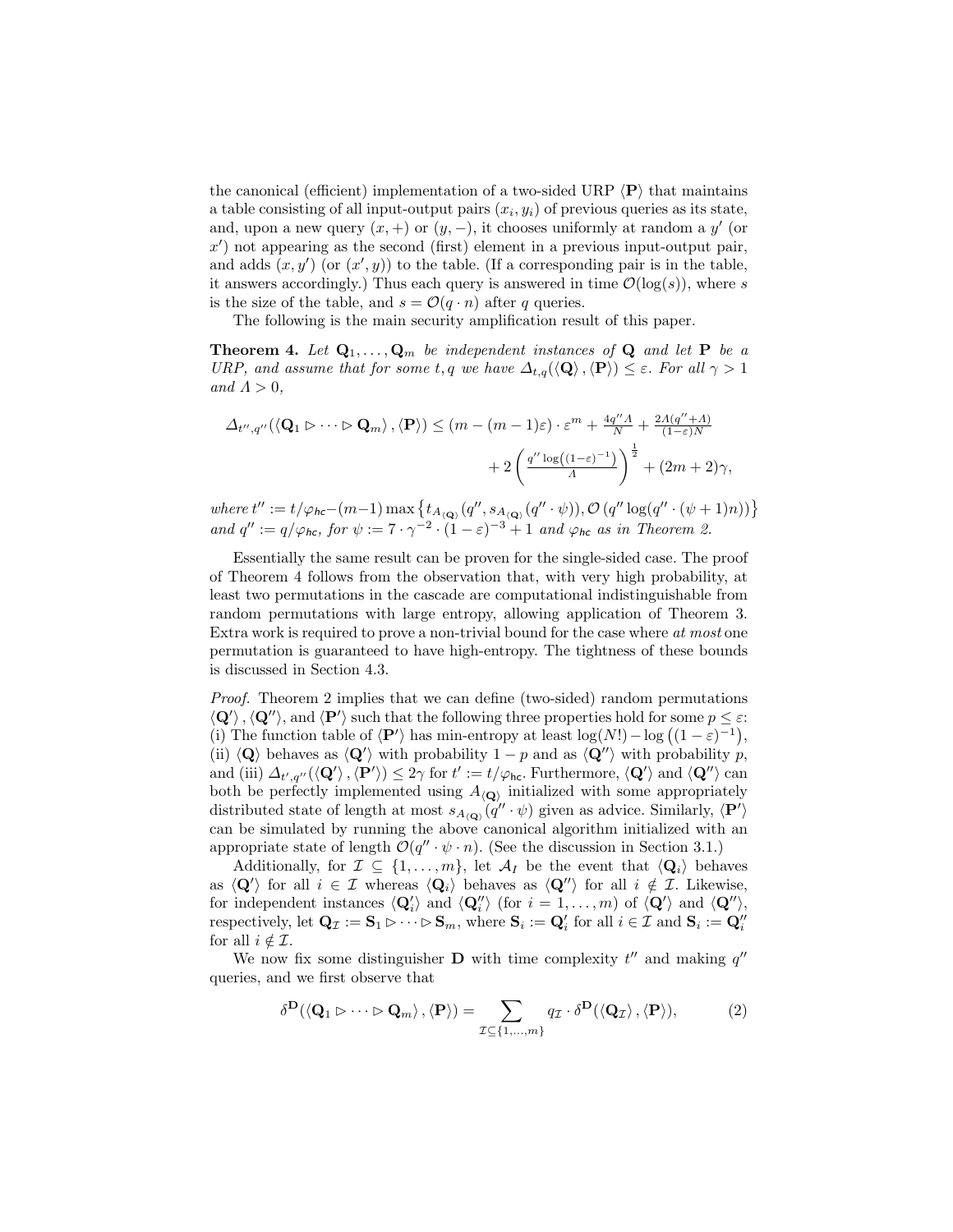the canonical (efficient) implementation of a two-sided URP $\langle \mathbf{P} \rangle$ that maintains a table consisting of all input-output pairs $(x_i, y_i)$ of previous queries as its state, and, upon a new query $(x, +)$ or $(y, -)$, it chooses uniformly at random a $y'$ (or $x'$) not appearing as the second (first) element in a previous input-output pair, and adds $(x, y')$ (or $(x', y)$) to the table. (If a corresponding pair is in the table, it answers accordingly.) Thus each query is answered in time $\mathcal{O}(\log(s))$, where $s$ is the size of the table, and $s = \mathcal{O}(q \cdot n)$ after $q$ queries.

The following is the main security amplification result of this paper.

**Theorem 4.** *Let $\mathbf{Q}_1, \ldots, \mathbf{Q}_m$ be independent instances of $\mathbf{Q}$ and let $\mathbf{P}$ be a URP, and assume that for some $t, q$ we have $\Delta_{t,q}(\langle \mathbf{Q} \rangle, \langle \mathbf{P} \rangle) \leq \varepsilon$. For all $\gamma > 1$ and $\Lambda > 0$,*

$$\Delta_{t'',q''}(\langle \mathbf{Q}_1 \rhd \cdots \rhd \mathbf{Q}_m \rangle, \langle \mathbf{P} \rangle) \leq (m - (m-1)\varepsilon) \cdot \varepsilon^m + \frac{4q''\Lambda}{N} + \frac{2\Lambda(q''+\Lambda)}{(1-\varepsilon)N} + 2\left(\frac{q'' \log\left((1-\varepsilon)^{-1}\right)}{\Lambda}\right)^{\frac{1}{2}} + (2m+2)\gamma,$$

*where $t'' := t/\varphi_{\mathsf{hc}} - (m-1)\max\left\{t_{A_{\langle \mathbf{Q} \rangle}}(q'', s_{A_{\langle \mathbf{Q} \rangle}}(q'' \cdot \psi)), \mathcal{O}\left(q'' \log(q'' \cdot (\psi+1)n)\right)\right\}$ and $q'' := q/\varphi_{\mathsf{hc}}$, for $\psi := 7 \cdot \gamma^{-2} \cdot (1-\varepsilon)^{-3} + 1$ and $\varphi_{\mathsf{hc}}$ as in Theorem 2.*

Essentially the same result can be proven for the single-sided case. The proof of Theorem 4 follows from the observation that, with very high probability, at least two permutations in the cascade are computational indistinguishable from random permutations with large entropy, allowing application of Theorem 3. Extra work is required to prove a non-trivial bound for the case where *at most* one permutation is guaranteed to have high-entropy. The tightness of these bounds is discussed in Section 4.3.

*Proof.* Theorem 2 implies that we can define (two-sided) random permutations $\langle \mathbf{Q}' \rangle, \langle \mathbf{Q}'' \rangle$, and $\langle \mathbf{P}' \rangle$ such that the following three properties hold for some $p \leq \varepsilon$: (i) The function table of $\langle \mathbf{P}' \rangle$ has min-entropy at least $\log(N!) - \log\left((1-\varepsilon)^{-1}\right)$, (ii) $\langle \mathbf{Q} \rangle$ behaves as $\langle \mathbf{Q}' \rangle$ with probability $1-p$ and as $\langle \mathbf{Q}'' \rangle$ with probability $p$, and (iii) $\Delta_{t',q''}(\langle \mathbf{Q}' \rangle, \langle \mathbf{P}' \rangle) \leq 2\gamma$ for $t' := t/\varphi_{\mathsf{hc}}$. Furthermore, $\langle \mathbf{Q}' \rangle$ and $\langle \mathbf{Q}'' \rangle$ can both be perfectly implemented using $A_{\langle \mathbf{Q} \rangle}$ initialized with some appropriately distributed state of length at most $s_{A_{\langle \mathbf{Q} \rangle}}(q'' \cdot \psi)$ given as advice. Similarly, $\langle \mathbf{P}' \rangle$ can be simulated by running the above canonical algorithm initialized with an appropriate state of length $\mathcal{O}(q'' \cdot \psi \cdot n)$. (See the discussion in Section 3.1.)

Additionally, for $\mathcal{I} \subseteq \{1, \ldots, m\}$, let $\mathcal{A}_I$ be the event that $\langle \mathbf{Q}_i \rangle$ behaves as $\langle \mathbf{Q}' \rangle$ for all $i \in \mathcal{I}$ whereas $\langle \mathbf{Q}_i \rangle$ behaves as $\langle \mathbf{Q}'' \rangle$ for all $i \notin \mathcal{I}$. Likewise, for independent instances $\langle \mathbf{Q}'_i \rangle$ and $\langle \mathbf{Q}''_i \rangle$ (for $i = 1, \ldots, m$) of $\langle \mathbf{Q}' \rangle$ and $\langle \mathbf{Q}'' \rangle$, respectively, let $\mathbf{Q}_{\mathcal{I}} := \mathbf{S}_1 \rhd \cdots \rhd \mathbf{S}_m$, where $\mathbf{S}_i := \mathbf{Q}'_i$ for all $i \in \mathcal{I}$ and $\mathbf{S}_i := \mathbf{Q}''_i$ for all $i \notin \mathcal{I}$.

We now fix some distinguisher $\mathbf{D}$ with time complexity $t''$ and making $q''$ queries, and we first observe that

$$\delta^{\mathbf{D}}(\langle \mathbf{Q}_1 \rhd \cdots \rhd \mathbf{Q}_m \rangle, \langle \mathbf{P} \rangle) = \sum_{\mathcal{I} \subseteq \{1,\ldots,m\}} q_{\mathcal{I}} \cdot \delta^{\mathbf{D}}(\langle \mathbf{Q}_{\mathcal{I}} \rangle, \langle \mathbf{P} \rangle), \tag{2}$$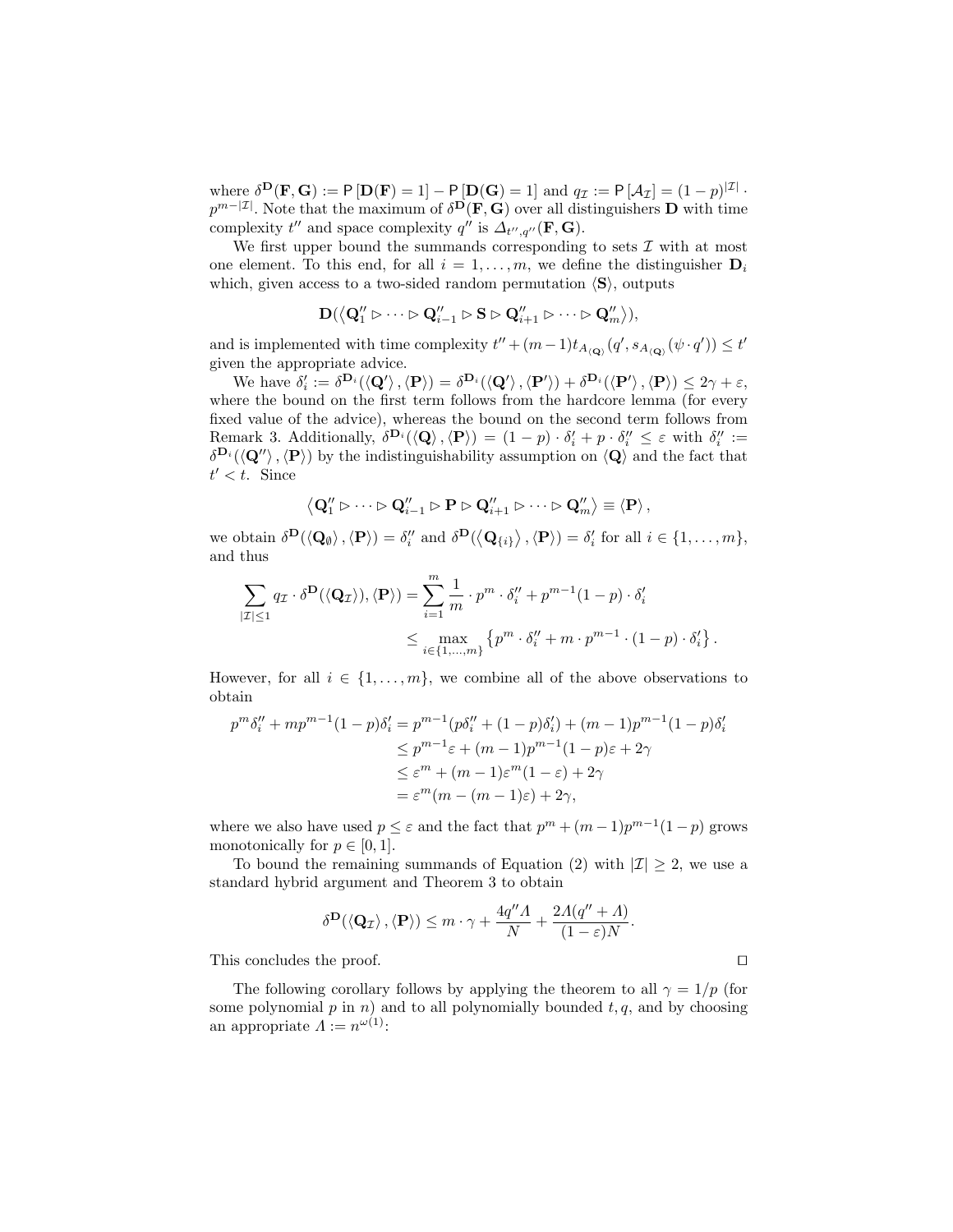where $\delta^{\mathbf{D}}(\mathbf{F}, \mathbf{G}) := \mathsf{P}[\mathbf{D}(\mathbf{F}) = 1] - \mathsf{P}[\mathbf{D}(\mathbf{G}) = 1]$ and $q_{\mathcal{I}} := \mathsf{P}[\mathcal{A}_{\mathcal{I}}] = (1-p)^{|\mathcal{I}|} \cdot p^{m-|\mathcal{I}|}$. Note that the maximum of $\delta^{\mathbf{D}}(\mathbf{F}, \mathbf{G})$ over all distinguishers $\mathbf{D}$ with time complexity $t''$ and space complexity $q''$ is $\Delta_{t'',q''}(\mathbf{F}, \mathbf{G})$.

We first upper bound the summands corresponding to sets $\mathcal{I}$ with at most one element. To this end, for all $i = 1, \ldots, m$, we define the distinguisher $\mathbf{D}_i$ which, given access to a two-sided random permutation $\langle \mathbf{S} \rangle$, outputs

$$\mathbf{D}(\langle \mathbf{Q}''_1 \triangleright \cdots \triangleright \mathbf{Q}''_{i-1} \triangleright \mathbf{S} \triangleright \mathbf{Q}''_{i+1} \triangleright \cdots \triangleright \mathbf{Q}''_m \rangle),$$

and is implemented with time complexity $t'' + (m-1)t_{A_{\langle \mathbf{Q} \rangle}}(q', s_{A_{\langle \mathbf{Q} \rangle}}(\psi \cdot q')) \leq t'$ given the appropriate advice.

We have $\delta'_i := \delta^{\mathbf{D}_i}(\langle \mathbf{Q}' \rangle, \langle \mathbf{P} \rangle) = \delta^{\mathbf{D}_i}(\langle \mathbf{Q}' \rangle, \langle \mathbf{P}' \rangle) + \delta^{\mathbf{D}_i}(\langle \mathbf{P}' \rangle, \langle \mathbf{P} \rangle) \leq 2\gamma + \varepsilon$, where the bound on the first term follows from the hardcore lemma (for every fixed value of the advice), whereas the bound on the second term follows from Remark 3. Additionally, $\delta^{\mathbf{D}_i}(\langle \mathbf{Q} \rangle, \langle \mathbf{P} \rangle) = (1-p) \cdot \delta'_i + p \cdot \delta''_i \leq \varepsilon$ with $\delta''_i := \delta^{\mathbf{D}_i}(\langle \mathbf{Q}'' \rangle, \langle \mathbf{P} \rangle)$ by the indistinguishability assumption on $\langle \mathbf{Q} \rangle$ and the fact that $t' < t$. Since

$$\langle \mathbf{Q}''_1 \triangleright \cdots \triangleright \mathbf{Q}''_{i-1} \triangleright \mathbf{P} \triangleright \mathbf{Q}''_{i+1} \triangleright \cdots \triangleright \mathbf{Q}''_m \rangle \equiv \langle \mathbf{P} \rangle,$$

we obtain $\delta^{\mathbf{D}}(\langle \mathbf{Q}_{\emptyset} \rangle, \langle \mathbf{P} \rangle) = \delta''_i$ and $\delta^{\mathbf{D}}(\langle \mathbf{Q}_{\{i\}} \rangle, \langle \mathbf{P} \rangle) = \delta'_i$ for all $i \in \{1, \ldots, m\}$, and thus

$$\begin{aligned}
\sum_{|\mathcal{I}| \leq 1} q_{\mathcal{I}} \cdot \delta^{\mathbf{D}}(\langle \mathbf{Q}_{\mathcal{I}} \rangle), \langle \mathbf{P} \rangle) &= \sum_{i=1}^{m} \frac{1}{m} \cdot p^m \cdot \delta''_i + p^{m-1}(1-p) \cdot \delta'_i \\
&\leq \max_{i \in \{1,\ldots,m\}} \left\{ p^m \cdot \delta''_i + m \cdot p^{m-1} \cdot (1-p) \cdot \delta'_i \right\}.
\end{aligned}$$

However, for all $i \in \{1, \ldots, m\}$, we combine all of the above observations to obtain

$$\begin{aligned}
p^m \delta''_i + m p^{m-1}(1-p)\delta'_i &= p^{m-1}(p\delta''_i + (1-p)\delta'_i) + (m-1)p^{m-1}(1-p)\delta'_i \\
&\leq p^{m-1}\varepsilon + (m-1)p^{m-1}(1-p)\varepsilon + 2\gamma \\
&\leq \varepsilon^m + (m-1)\varepsilon^m(1-\varepsilon) + 2\gamma \\
&= \varepsilon^m(m - (m-1)\varepsilon) + 2\gamma,
\end{aligned}$$

where we also have used $p \leq \varepsilon$ and the fact that $p^m + (m-1)p^{m-1}(1-p)$ grows monotonically for $p \in [0,1]$.

To bound the remaining summands of Equation (2) with $|\mathcal{I}| \geq 2$, we use a standard hybrid argument and Theorem 3 to obtain

$$\delta^{\mathbf{D}}(\langle \mathbf{Q}_{\mathcal{I}} \rangle, \langle \mathbf{P} \rangle) \leq m \cdot \gamma + \frac{4q''\Lambda}{N} + \frac{2\Lambda(q'' + \Lambda)}{(1-\varepsilon)N}.$$

This concludes the proof. □

The following corollary follows by applying the theorem to all $\gamma = 1/p$ (for some polynomial $p$ in $n$) and to all polynomially bounded $t, q$, and by choosing an appropriate $\Lambda := n^{\omega(1)}$: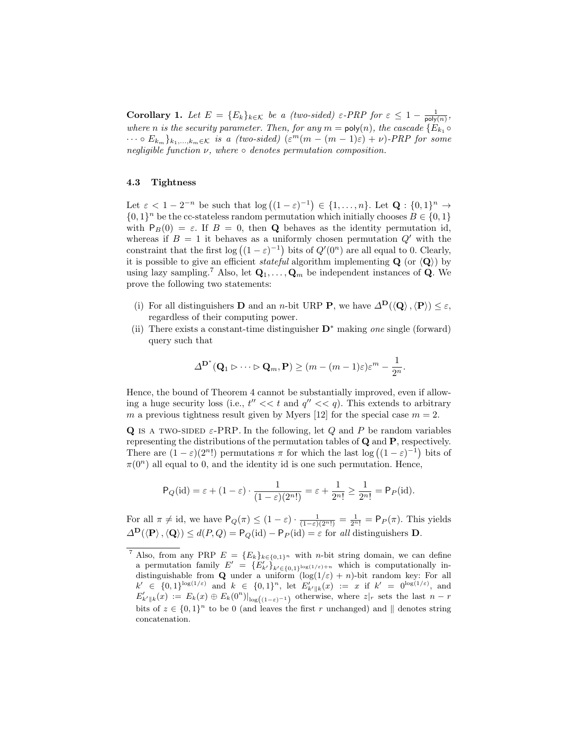**Corollary 1.** *Let $E = \{E_k\}_{k \in \mathcal{K}}$ be a (two-sided) $\varepsilon$-PRP for $\varepsilon \leq 1 - \frac{1}{\mathsf{poly}(n)}$, where $n$ is the security parameter. Then, for any $m = \mathsf{poly}(n)$, the cascade $\{E_{k_1} \circ \cdots \circ E_{k_m}\}_{k_1,\ldots,k_m \in \mathcal{K}}$ is a (two-sided) $(\varepsilon^m(m - (m-1)\varepsilon) + \nu)$-PRP for some negligible function $\nu$, where $\circ$ denotes permutation composition.*

### 4.3 Tightness

Let $\varepsilon < 1 - 2^{-n}$ be such that $\log\left((1-\varepsilon)^{-1}\right) \in \{1, \ldots, n\}$. Let $\mathbf{Q} : \{0,1\}^n \to \{0,1\}^n$ be the cc-stateless random permutation which initially chooses $B \in \{0,1\}$ with $\mathsf{P}_B(0) = \varepsilon$. If $B = 0$, then $\mathbf{Q}$ behaves as the identity permutation id, whereas if $B = 1$ it behaves as a uniformly chosen permutation $Q'$ with the constraint that the first $\log\left((1-\varepsilon)^{-1}\right)$ bits of $Q'(0^n)$ are all equal to 0. Clearly, it is possible to give an efficient *stateful* algorithm implementing $\mathbf{Q}$ (or $\langle \mathbf{Q} \rangle$) by using lazy sampling.[7] Also, let $\mathbf{Q}_1, \ldots, \mathbf{Q}_m$ be independent instances of $\mathbf{Q}$. We prove the following two statements:

(i) For all distinguishers $\mathbf{D}$ and an $n$-bit URP $\mathbf{P}$, we have $\Delta^{\mathbf{D}}(\langle \mathbf{Q} \rangle, \langle \mathbf{P} \rangle) \leq \varepsilon$, regardless of their computing power.

(ii) There exists a constant-time distinguisher $\mathbf{D}^*$ making *one* single (forward) query such that

$$\Delta^{\mathbf{D}^*}(\mathbf{Q}_1 \rhd \cdots \rhd \mathbf{Q}_m, \mathbf{P}) \geq (m - (m-1)\varepsilon)\varepsilon^m - \frac{1}{2^n}.$$

Hence, the bound of Theorem 4 cannot be substantially improved, even if allowing a huge security loss (i.e., $t'' << t$ and $q'' << q$). This extends to arbitrary $m$ a previous tightness result given by Myers [12] for the special case $m = 2$.

$\mathbf{Q}$ IS A TWO-SIDED $\varepsilon$-PRP. In the following, let $Q$ and $P$ be random variables representing the distributions of the permutation tables of $\mathbf{Q}$ and $\mathbf{P}$, respectively. There are $(1-\varepsilon)(2^n!)$ permutations $\pi$ for which the last $\log\left((1-\varepsilon)^{-1}\right)$ bits of $\pi(0^n)$ all equal to 0, and the identity id is one such permutation. Hence,

$$\mathsf{P}_Q(\mathrm{id}) = \varepsilon + (1-\varepsilon) \cdot \frac{1}{(1-\varepsilon)(2^n!)} = \varepsilon + \frac{1}{2^n!} \geq \frac{1}{2^n!} = \mathsf{P}_P(\mathrm{id}).$$

For all $\pi \neq \mathrm{id}$, we have $\mathsf{P}_Q(\pi) \leq (1-\varepsilon) \cdot \frac{1}{(1-\varepsilon)(2^n!)} = \frac{1}{2^n!} = \mathsf{P}_P(\pi)$. This yields $\Delta^{\mathbf{D}}(\langle \mathbf{P} \rangle, \langle \mathbf{Q} \rangle) \leq d(P, Q) = \mathsf{P}_Q(\mathrm{id}) - \mathsf{P}_P(\mathrm{id}) = \varepsilon$ for *all* distinguishers $\mathbf{D}$.

---

[7] Also, from any PRP $E = \{E_k\}_{k \in \{0,1\}^n}$ with $n$-bit string domain, we can define a permutation family $E' = \{E'_{k'}\}_{k' \in \{0,1\}^{\log(1/\varepsilon)+n}}$ which is computationally indistinguishable from $\mathbf{Q}$ under a uniform $(\log(1/\varepsilon) + n)$-bit random key: For all $k' \in \{0,1\}^{\log(1/\varepsilon)}$ and $k \in \{0,1\}^n$, let $E'_{k' \| k}(x) := x$ if $k' = 0^{\log(1/\varepsilon)}$, and $E'_{k' \| k}(x) := E_k(x) \oplus E_k(0^n)|_{\log\left((1-\varepsilon)^{-1}\right)}$ otherwise, where $z|_r$ sets the last $n - r$ bits of $z \in \{0,1\}^n$ to be 0 (and leaves the first $r$ unchanged) and $\|$ denotes string concatenation.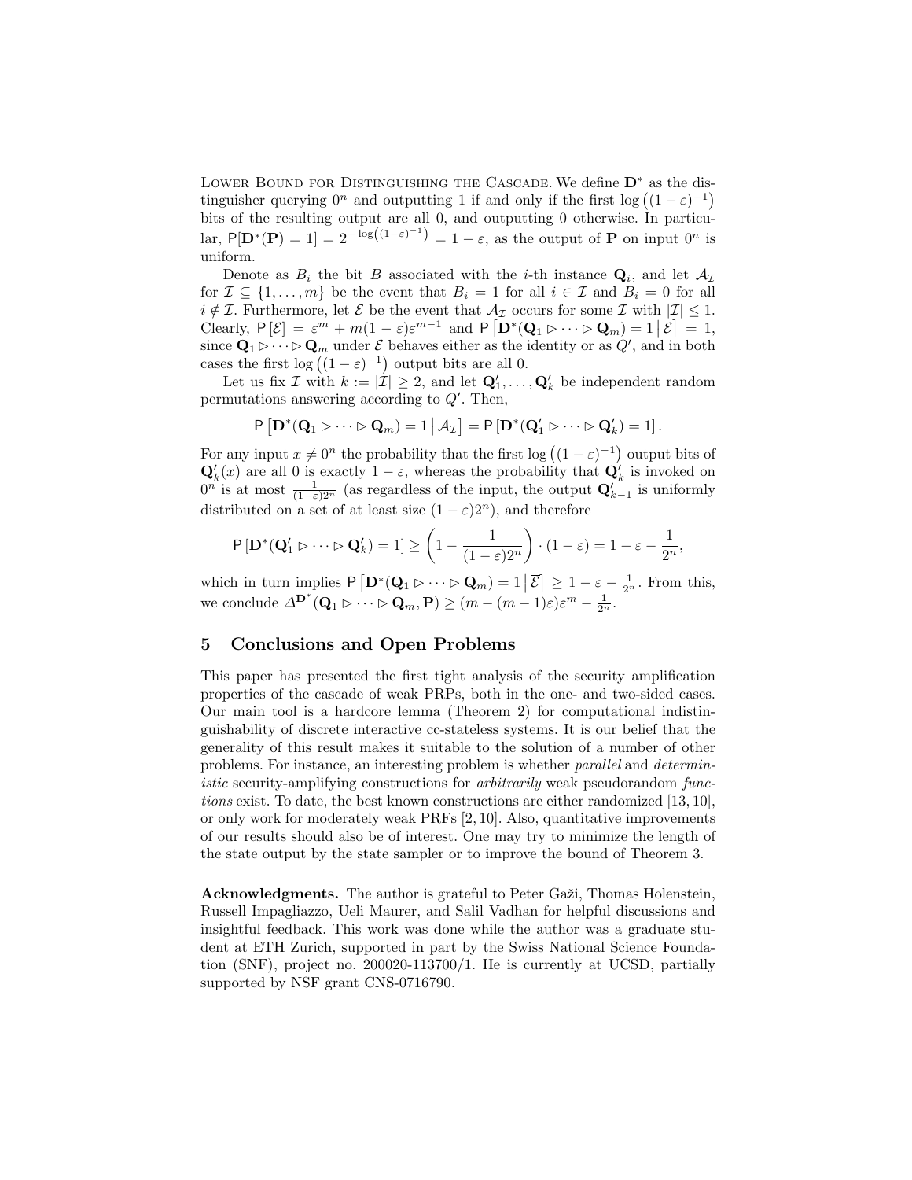Lower Bound for Distinguishing the Cascade. We define $\mathbf{D}^*$ as the distinguisher querying $0^n$ and outputting 1 if and only if the first $\log\left((1-\varepsilon)^{-1}\right)$ bits of the resulting output are all 0, and outputting 0 otherwise. In particular, $\mathsf{P}[\mathbf{D}^*(\mathbf{P}) = 1] = 2^{-\log\left((1-\varepsilon)^{-1}\right)} = 1 - \varepsilon$, as the output of $\mathbf{P}$ on input $0^n$ is uniform.

Denote as $B_i$ the bit $B$ associated with the $i$-th instance $\mathbf{Q}_i$, and let $\mathcal{A}_\mathcal{I}$ for $\mathcal{I} \subseteq \{1, \ldots, m\}$ be the event that $B_i = 1$ for all $i \in \mathcal{I}$ and $B_i = 0$ for all $i \notin \mathcal{I}$. Furthermore, let $\mathcal{E}$ be the event that $\mathcal{A}_\mathcal{I}$ occurs for some $\mathcal{I}$ with $|\mathcal{I}| \leq 1$. Clearly, $\mathsf{P}[\mathcal{E}] = \varepsilon^m + m(1-\varepsilon)\varepsilon^{m-1}$ and $\mathsf{P}\left[\mathbf{D}^*(\mathbf{Q}_1 \rhd \cdots \rhd \mathbf{Q}_m) = 1 \,\middle|\, \mathcal{E}\right] = 1$, since $\mathbf{Q}_1 \rhd \cdots \rhd \mathbf{Q}_m$ under $\mathcal{E}$ behaves either as the identity or as $Q'$, and in both cases the first $\log\left((1-\varepsilon)^{-1}\right)$ output bits are all 0.

Let us fix $\mathcal{I}$ with $k := |\mathcal{I}| \geq 2$, and let $\mathbf{Q}'_1, \ldots, \mathbf{Q}'_k$ be independent random permutations answering according to $Q'$. Then,

$$\mathsf{P}\left[\mathbf{D}^*(\mathbf{Q}_1 \rhd \cdots \rhd \mathbf{Q}_m) = 1 \,\middle|\, \mathcal{A}_\mathcal{I}\right] = \mathsf{P}\left[\mathbf{D}^*(\mathbf{Q}'_1 \rhd \cdots \rhd \mathbf{Q}'_k) = 1\right].$$

For any input $x \neq 0^n$ the probability that the first $\log\left((1-\varepsilon)^{-1}\right)$ output bits of $\mathbf{Q}'_k(x)$ are all 0 is exactly $1-\varepsilon$, whereas the probability that $\mathbf{Q}'_k$ is invoked on $0^n$ is at most $\frac{1}{(1-\varepsilon)2^n}$ (as regardless of the input, the output $\mathbf{Q}'_{k-1}$ is uniformly distributed on a set of at least size $(1-\varepsilon)2^n$), and therefore

$$\mathsf{P}\left[\mathbf{D}^*(\mathbf{Q}'_1 \rhd \cdots \rhd \mathbf{Q}'_k) = 1\right] \geq \left(1 - \frac{1}{(1-\varepsilon)2^n}\right) \cdot (1-\varepsilon) = 1 - \varepsilon - \frac{1}{2^n},$$

which in turn implies $\mathsf{P}\left[\mathbf{D}^*(\mathbf{Q}_1 \rhd \cdots \rhd \mathbf{Q}_m) = 1 \,\middle|\, \overline{\mathcal{E}}\right] \geq 1 - \varepsilon - \frac{1}{2^n}$. From this, we conclude $\Delta^{\mathbf{D}^*}(\mathbf{Q}_1 \rhd \cdots \rhd \mathbf{Q}_m, \mathbf{P}) \geq (m - (m-1)\varepsilon)\varepsilon^m - \frac{1}{2^n}$.

## 5 Conclusions and Open Problems

This paper has presented the first tight analysis of the security amplification properties of the cascade of weak PRPs, both in the one- and two-sided cases. Our main tool is a hardcore lemma (Theorem 2) for computational indistinguishability of discrete interactive cc-stateless systems. It is our belief that the generality of this result makes it suitable to the solution of a number of other problems. For instance, an interesting problem is whether *parallel* and *deterministic* security-amplifying constructions for *arbitrarily* weak pseudorandom *functions* exist. To date, the best known constructions are either randomized [13, 10], or only work for moderately weak PRFs [2, 10]. Also, quantitative improvements of our results should also be of interest. One may try to minimize the length of the state output by the state sampler or to improve the bound of Theorem 3.

**Acknowledgments.** The author is grateful to Peter Gaži, Thomas Holenstein, Russell Impagliazzo, Ueli Maurer, and Salil Vadhan for helpful discussions and insightful feedback. This work was done while the author was a graduate student at ETH Zurich, supported in part by the Swiss National Science Foundation (SNF), project no. 200020-113700/1. He is currently at UCSD, partially supported by NSF grant CNS-0716790.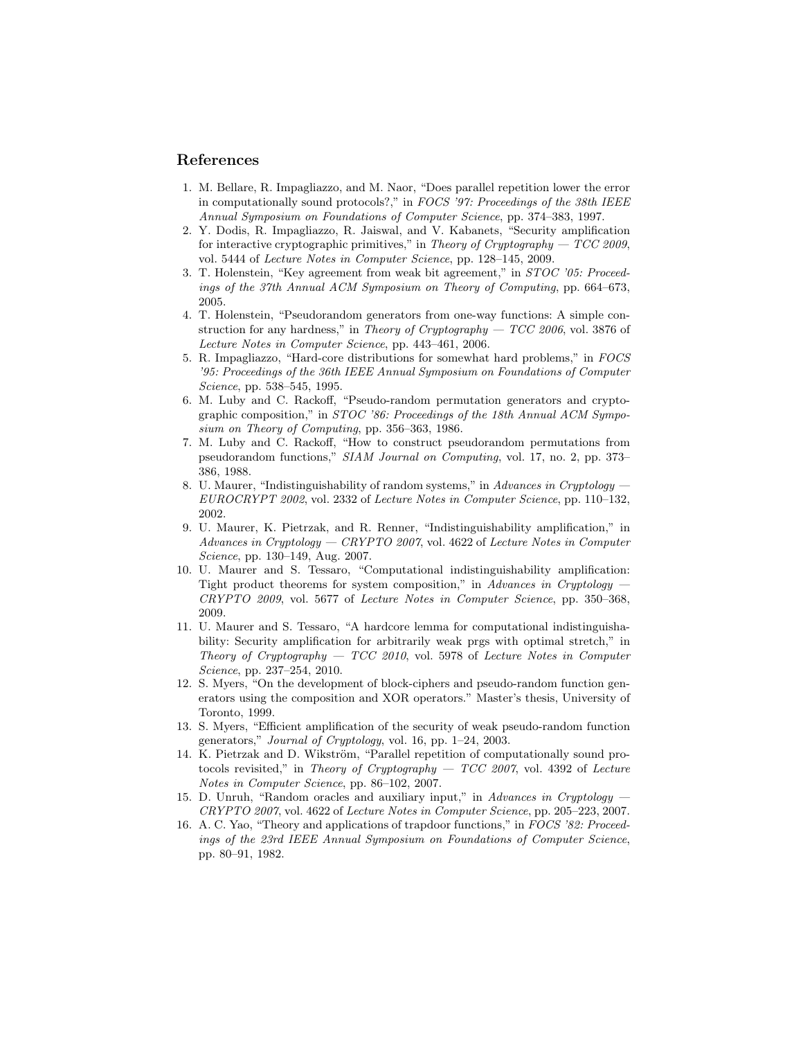## References

1. M. Bellare, R. Impagliazzo, and M. Naor, "Does parallel repetition lower the error in computationally sound protocols?," in *FOCS '97: Proceedings of the 38th IEEE Annual Symposium on Foundations of Computer Science*, pp. 374–383, 1997.
2. Y. Dodis, R. Impagliazzo, R. Jaiswal, and V. Kabanets, "Security amplification for interactive cryptographic primitives," in *Theory of Cryptography — TCC 2009*, vol. 5444 of *Lecture Notes in Computer Science*, pp. 128–145, 2009.
3. T. Holenstein, "Key agreement from weak bit agreement," in *STOC '05: Proceedings of the 37th Annual ACM Symposium on Theory of Computing*, pp. 664–673, 2005.
4. T. Holenstein, "Pseudorandom generators from one-way functions: A simple construction for any hardness," in *Theory of Cryptography — TCC 2006*, vol. 3876 of *Lecture Notes in Computer Science*, pp. 443–461, 2006.
5. R. Impagliazzo, "Hard-core distributions for somewhat hard problems," in *FOCS '95: Proceedings of the 36th IEEE Annual Symposium on Foundations of Computer Science*, pp. 538–545, 1995.
6. M. Luby and C. Rackoff, "Pseudo-random permutation generators and cryptographic composition," in *STOC '86: Proceedings of the 18th Annual ACM Symposium on Theory of Computing*, pp. 356–363, 1986.
7. M. Luby and C. Rackoff, "How to construct pseudorandom permutations from pseudorandom functions," *SIAM Journal on Computing*, vol. 17, no. 2, pp. 373–386, 1988.
8. U. Maurer, "Indistinguishability of random systems," in *Advances in Cryptology — EUROCRYPT 2002*, vol. 2332 of *Lecture Notes in Computer Science*, pp. 110–132, 2002.
9. U. Maurer, K. Pietrzak, and R. Renner, "Indistinguishability amplification," in *Advances in Cryptology — CRYPTO 2007*, vol. 4622 of *Lecture Notes in Computer Science*, pp. 130–149, Aug. 2007.
10. U. Maurer and S. Tessaro, "Computational indistinguishability amplification: Tight product theorems for system composition," in *Advances in Cryptology — CRYPTO 2009*, vol. 5677 of *Lecture Notes in Computer Science*, pp. 350–368, 2009.
11. U. Maurer and S. Tessaro, "A hardcore lemma for computational indistinguishability: Security amplification for arbitrarily weak prgs with optimal stretch," in *Theory of Cryptography — TCC 2010*, vol. 5978 of *Lecture Notes in Computer Science*, pp. 237–254, 2010.
12. S. Myers, "On the development of block-ciphers and pseudo-random function generators using the composition and XOR operators." Master's thesis, University of Toronto, 1999.
13. S. Myers, "Efficient amplification of the security of weak pseudo-random function generators," *Journal of Cryptology*, vol. 16, pp. 1–24, 2003.
14. K. Pietrzak and D. Wikström, "Parallel repetition of computationally sound protocols revisited," in *Theory of Cryptography — TCC 2007*, vol. 4392 of *Lecture Notes in Computer Science*, pp. 86–102, 2007.
15. D. Unruh, "Random oracles and auxiliary input," in *Advances in Cryptology — CRYPTO 2007*, vol. 4622 of *Lecture Notes in Computer Science*, pp. 205–223, 2007.
16. A. C. Yao, "Theory and applications of trapdoor functions," in *FOCS '82: Proceedings of the 23rd IEEE Annual Symposium on Foundations of Computer Science*, pp. 80–91, 1982.